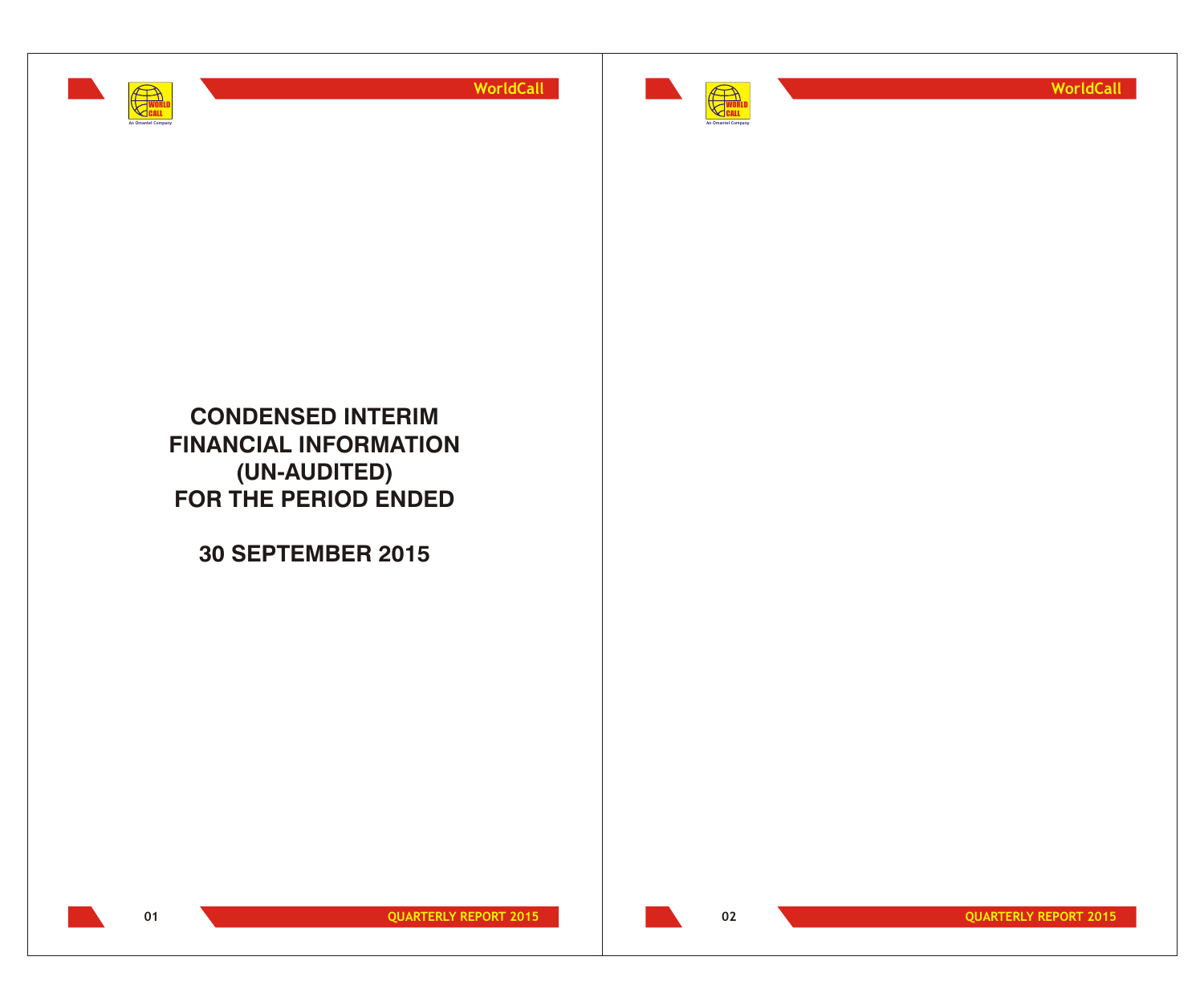# CONDENSED INTERIM FINANCIAL INFORMATION (UN-AUDITED) FOR THE PERIOD ENDED

## 30 SEPTEMBER 2015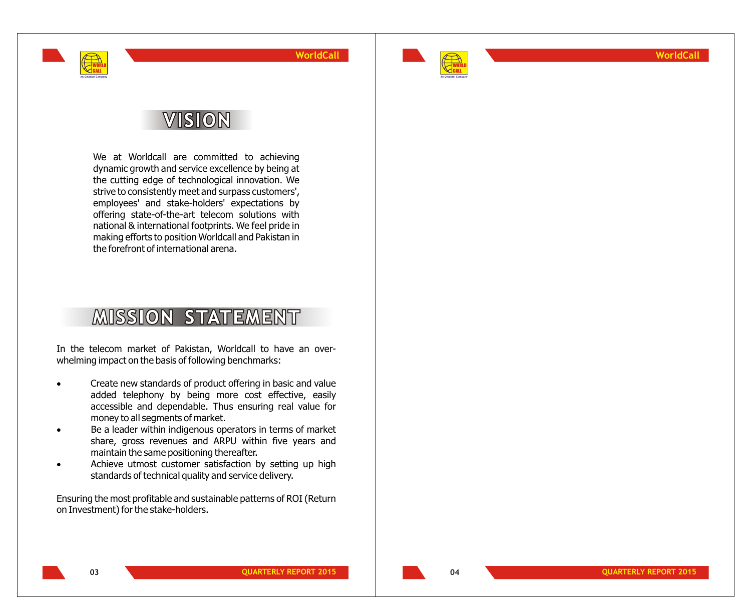# VISION

We at Worldcall are committed to achieving dynamic growth and service excellence by being at the cutting edge of technological innovation. We strive to consistently meet and surpass customers', employees' and stake-holders' expectations by offering state-of-the-art telecom solutions with national & international footprints. We feel pride in making efforts to position Worldcall and Pakistan in the forefront of international arena.

# MISSION STATEMENT

In the telecom market of Pakistan, Worldcall to have an overwhelming impact on the basis of following benchmarks:

- Create new standards of product offering in basic and value added telephony by being more cost effective, easily accessible and dependable. Thus ensuring real value for money to all segments of market.
- Be a leader within indigenous operators in terms of market share, gross revenues and ARPU within five years and maintain the same positioning thereafter.
- Achieve utmost customer satisfaction by setting up high standards of technical quality and service delivery.

Ensuring the most profitable and sustainable patterns of ROI (Return on Investment) for the stake-holders.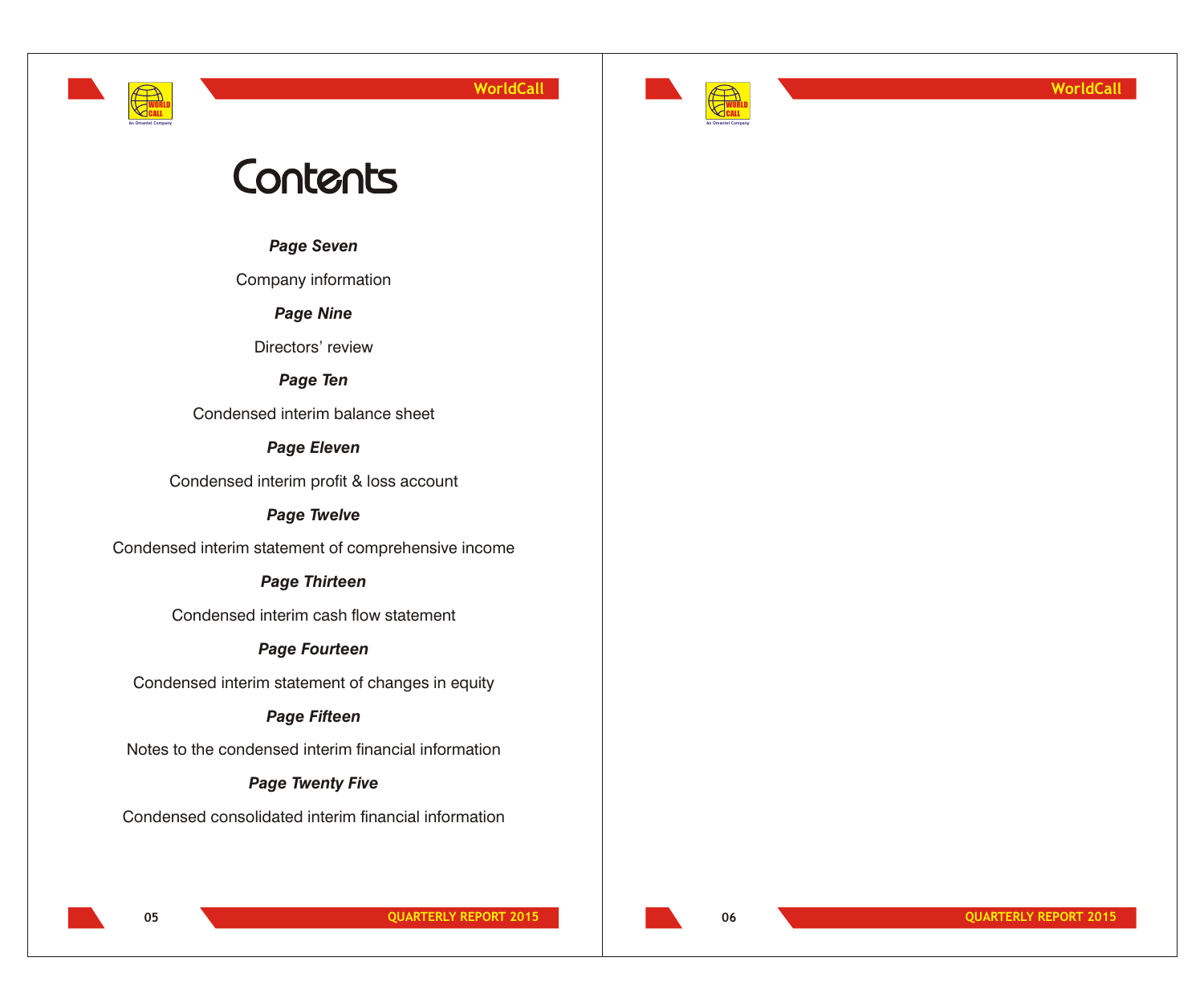# Contents

***Page Seven***

Company information

***Page Nine***

Directors' review

***Page Ten***

Condensed interim balance sheet

***Page Eleven***

Condensed interim profit & loss account

***Page Twelve***

Condensed interim statement of comprehensive income

***Page Thirteen***

Condensed interim cash flow statement

***Page Fourteen***

Condensed interim statement of changes in equity

***Page Fifteen***

Notes to the condensed interim financial information

***Page Twenty Five***

Condensed consolidated interim financial information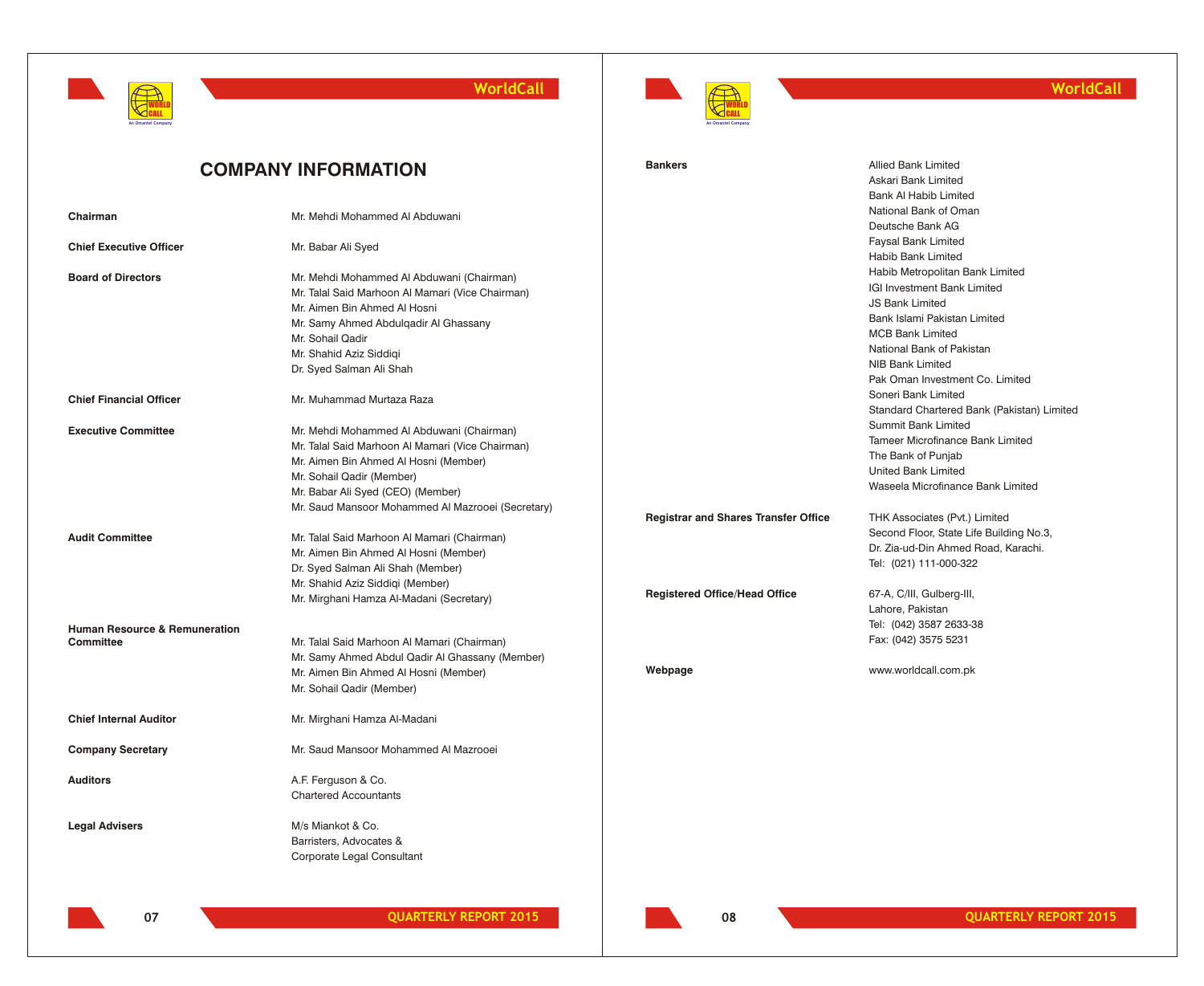## COMPANY INFORMATION

**Chairman**
Mr. Mehdi Mohammed Al Abduwani

**Chief Executive Officer**
Mr. Babar Ali Syed

**Board of Directors**
Mr. Mehdi Mohammed Al Abduwani (Chairman)
Mr. Talal Said Marhoon Al Mamari (Vice Chairman)
Mr. Aimen Bin Ahmed Al Hosni
Mr. Samy Ahmed Abdulqadir Al Ghassany
Mr. Sohail Qadir
Mr. Shahid Aziz Siddiqi
Dr. Syed Salman Ali Shah

**Chief Financial Officer**
Mr. Muhammad Murtaza Raza

**Executive Committee**
Mr. Mehdi Mohammed Al Abduwani (Chairman)
Mr. Talal Said Marhoon Al Mamari (Vice Chairman)
Mr. Aimen Bin Ahmed Al Hosni (Member)
Mr. Sohail Qadir (Member)
Mr. Babar Ali Syed (CEO) (Member)
Mr. Saud Mansoor Mohammed Al Mazrooei (Secretary)

**Audit Committee**
Mr. Talal Said Marhoon Al Mamari (Chairman)
Mr. Aimen Bin Ahmed Al Hosni (Member)
Dr. Syed Salman Ali Shah (Member)
Mr. Shahid Aziz Siddiqi (Member)
Mr. Mirghani Hamza Al-Madani (Secretary)

**Human Resource & Remuneration Committee**
Mr. Talal Said Marhoon Al Mamari (Chairman)
Mr. Samy Ahmed Abdul Qadir Al Ghassany (Member)
Mr. Aimen Bin Ahmed Al Hosni (Member)
Mr. Sohail Qadir (Member)

**Chief Internal Auditor**
Mr. Mirghani Hamza Al-Madani

**Company Secretary**
Mr. Saud Mansoor Mohammed Al Mazrooei

**Auditors**
A.F. Ferguson & Co.
Chartered Accountants

**Legal Advisers**
M/s Miankot & Co.
Barristers, Advocates &
Corporate Legal Consultant

**Bankers**
Allied Bank Limited
Askari Bank Limited
Bank Al Habib Limited
National Bank of Oman
Deutsche Bank AG
Faysal Bank Limited
Habib Bank Limited
Habib Metropolitan Bank Limited
IGI Investment Bank Limited
JS Bank Limited
Bank Islami Pakistan Limited
MCB Bank Limited
National Bank of Pakistan
NIB Bank Limited
Pak Oman Investment Co. Limited
Soneri Bank Limited
Standard Chartered Bank (Pakistan) Limited
Summit Bank Limited
Tameer Microfinance Bank Limited
The Bank of Punjab
United Bank Limited
Waseela Microfinance Bank Limited

**Registrar and Shares Transfer Office**
THK Associates (Pvt.) Limited
Second Floor, State Life Building No.3,
Dr. Zia-ud-Din Ahmed Road, Karachi.
Tel: (021) 111-000-322

**Registered Office/Head Office**
67-A, C/III, Gulberg-III,
Lahore, Pakistan
Tel: (042) 3587 2633-38
Fax: (042) 3575 5231

**Webpage**
www.worldcall.com.pk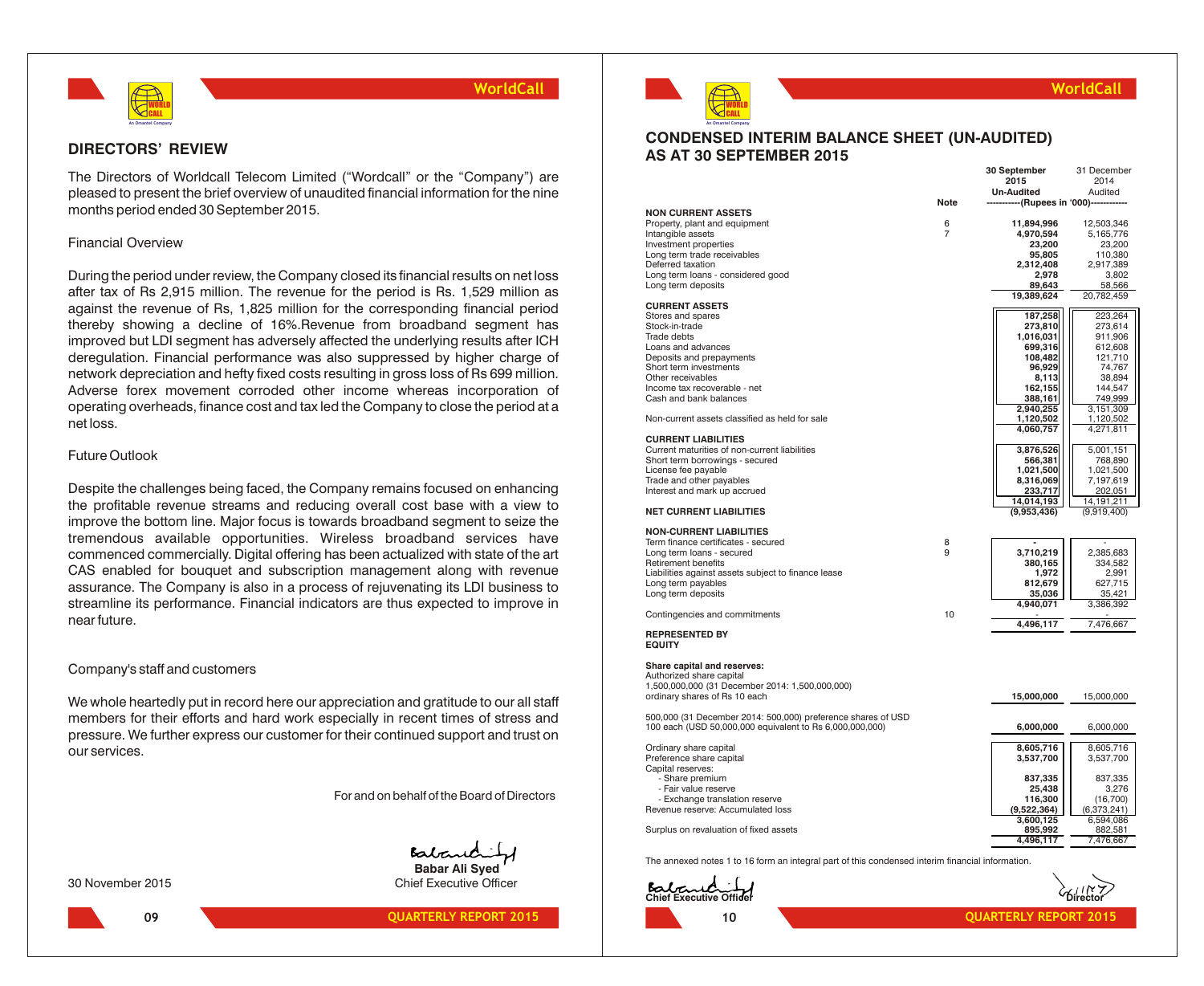## DIRECTORS' REVIEW

The Directors of Worldcall Telecom Limited ("Wordcall" or the "Company") are pleased to present the brief overview of unaudited financial information for the nine months period ended 30 September 2015.

### Financial Overview

During the period under review, the Company closed its financial results on net loss after tax of Rs 2,915 million. The revenue for the period is Rs. 1,529 million as against the revenue of Rs, 1,825 million for the corresponding financial period thereby showing a decline of 16%.Revenue from broadband segment has improved but LDI segment has adversely affected the underlying results after ICH deregulation. Financial performance was also suppressed by higher charge of network depreciation and hefty fixed costs resulting in gross loss of Rs 699 million. Adverse forex movement corroded other income whereas incorporation of operating overheads, finance cost and tax led the Company to close the period at a net loss.

### Future Outlook

Despite the challenges being faced, the Company remains focused on enhancing the profitable revenue streams and reducing overall cost base with a view to improve the bottom line. Major focus is towards broadband segment to seize the tremendous available opportunities. Wireless broadband services have commenced commercially. Digital offering has been actualized with state of the art CAS enabled for bouquet and subscription management along with revenue assurance. The Company is also in a process of rejuvenating its LDI business to streamline its performance. Financial indicators are thus expected to improve in near future.

### Company's staff and customers

We whole heartedly put in record here our appreciation and gratitude to our all staff members for their efforts and hard work especially in recent times of stress and pressure. We further express our customer for their continued support and trust on our services.

For and on behalf of the Board of Directors

**Babar Ali Syed**
Chief Executive Officer

30 November 2015

## CONDENSED INTERIM BALANCE SHEET (UN-AUDITED) AS AT 30 SEPTEMBER 2015

| | Note | 30 September 2015 Un-Audited | 31 December 2014 Audited |
|---|---|---|---|
| | | -----------(Rupees in '000)------------ | |
| **NON CURRENT ASSETS** | | | |
| Property, plant and equipment | 6 | **11,894,996** | 12,503,346 |
| Intangible assets | 7 | **4,970,594** | 5,165,776 |
| Investment properties | | **23,200** | 23,200 |
| Long term trade receivables | | **95,805** | 110,380 |
| Deferred taxation | | **2,312,408** | 2,917,389 |
| Long term loans - considered good | | **2,978** | 3,802 |
| Long term deposits | | **89,643** | 58,566 |
| | | **19,389,624** | 20,782,459 |
| **CURRENT ASSETS** | | | |
| Stores and spares | | **187,258** | 223,264 |
| Stock-in-trade | | **273,810** | 273,614 |
| Trade debts | | **1,016,031** | 911,906 |
| Loans and advances | | **699,316** | 612,608 |
| Deposits and prepayments | | **108,482** | 121,710 |
| Short term investments | | **96,929** | 74,767 |
| Other receivables | | **8,113** | 38,894 |
| Income tax recoverable - net | | **162,155** | 144,547 |
| Cash and bank balances | | **388,161** | 749,999 |
| | | **2,940,255** | 3,151,309 |
| Non-current assets classified as held for sale | | **1,120,502** | 1,120,502 |
| | | **4,060,757** | 4,271,811 |
| **CURRENT LIABILITIES** | | | |
| Current maturities of non-current liabilities | | **3,876,526** | 5,001,151 |
| Short term borrowings - secured | | **566,381** | 768,890 |
| License fee payable | | **1,021,500** | 1,021,500 |
| Trade and other payables | | **8,316,069** | 7,197,619 |
| Interest and mark up accrued | | **233,717** | 202,051 |
| | | **14,014,193** | 14,191,211 |
| **NET CURRENT LIABILITIES** | | **(9,953,436)** | (9,919,400) |
| **NON-CURRENT LIABILITIES** | | | |
| Term finance certificates - secured | 8 | **-** | - |
| Long term loans - secured | 9 | **3,710,219** | 2,385,683 |
| Retirement benefits | | **380,165** | 334,582 |
| Liabilities against assets subject to finance lease | | **1,972** | 2,991 |
| Long term payables | | **812,679** | 627,715 |
| Long term deposits | | **35,036** | 35,421 |
| | | **4,940,071** | 3,386,392 |
| Contingencies and commitments | 10 | **-** | - |
| | | **4,496,117** | 7,476,667 |
| **REPRESENTED BY** | | | |
| **EQUITY** | | | |
| **Share capital and reserves:** | | | |
| Authorized share capital | | | |
| 1,500,000,000 (31 December 2014: 1,500,000,000) ordinary shares of Rs 10 each | | **15,000,000** | 15,000,000 |
| 500,000 (31 December 2014: 500,000) preference shares of USD 100 each (USD 50,000,000 equivalent to Rs 6,000,000,000) | | **6,000,000** | 6,000,000 |
| Ordinary share capital | | **8,605,716** | 8,605,716 |
| Preference share capital | | **3,537,700** | 3,537,700 |
| Capital reserves: | | | |
| - Share premium | | **837,335** | 837,335 |
| - Fair value reserve | | **25,438** | 3,276 |
| - Exchange translation reserve | | **116,300** | (16,700) |
| Revenue reserve: Accumulated loss | | **(9,522,364)** | (6,373,241) |
| | | **3,600,125** | 6,594,086 |
| Surplus on revaluation of fixed assets | | **895,992** | 882,581 |
| | | **4,496,117** | 7,476,667 |

The annexed notes 1 to 16 form an integral part of this condensed interim financial information.

**Chief Executive Officer** | **Director**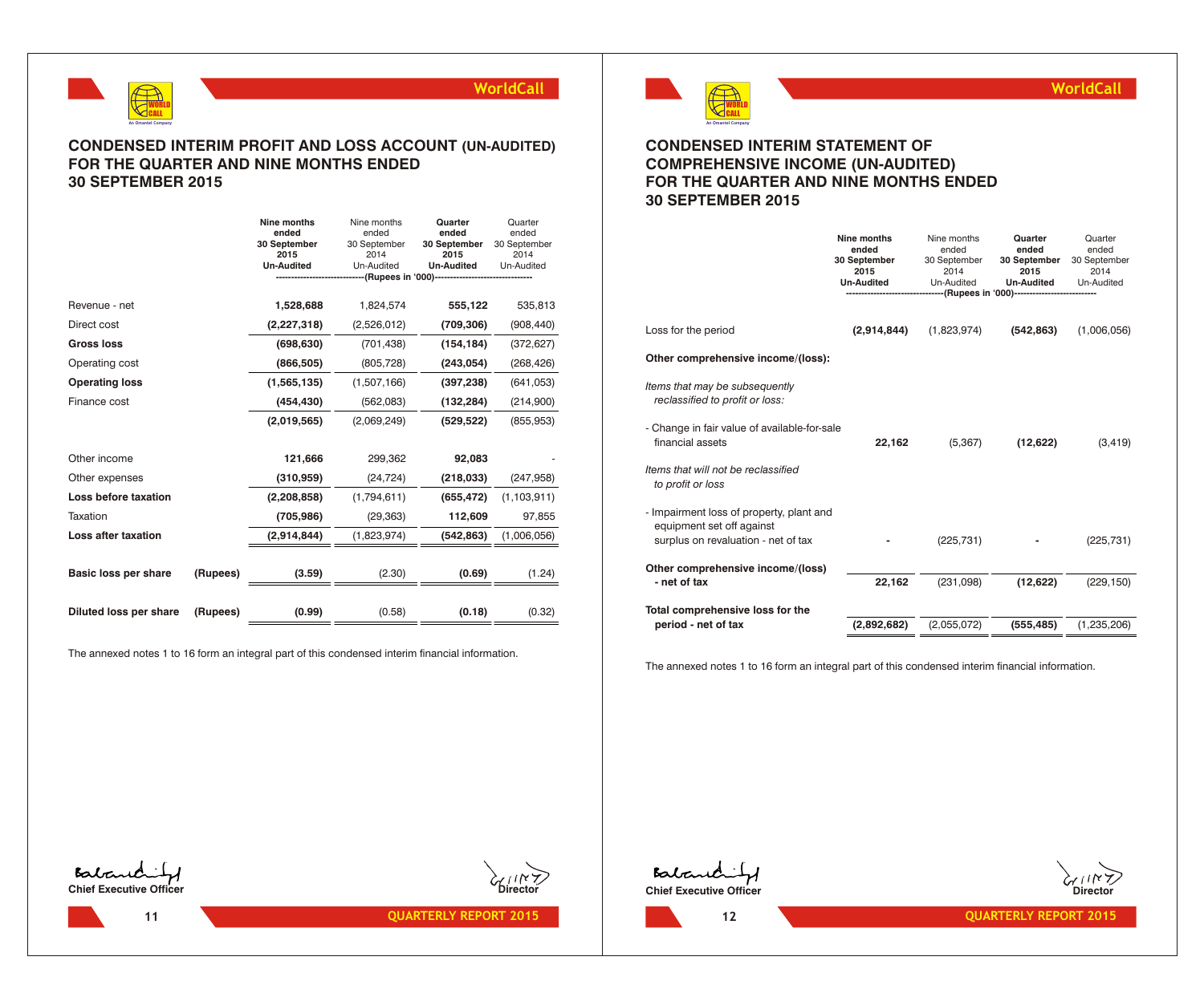## CONDENSED INTERIM PROFIT AND LOSS ACCOUNT (UN-AUDITED) FOR THE QUARTER AND NINE MONTHS ENDED 30 SEPTEMBER 2015

| | | Nine months ended 30 September 2015 Un-Audited | Nine months ended 30 September 2014 Un-Audited | Quarter ended 30 September 2015 Un-Audited | Quarter ended 30 September 2014 Un-Audited |
|---|---|---|---|---|---|
| | | (Rupees in '000) | | | |
| Revenue - net | | **1,528,688** | 1,824,574 | **555,122** | 535,813 |
| Direct cost | | **(2,227,318)** | (2,526,012) | **(709,306)** | (908,440) |
| **Gross loss** | | **(698,630)** | (701,438) | **(154,184)** | (372,627) |
| Operating cost | | **(866,505)** | (805,728) | **(243,054)** | (268,426) |
| **Operating loss** | | **(1,565,135)** | (1,507,166) | **(397,238)** | (641,053) |
| Finance cost | | **(454,430)** | (562,083) | **(132,284)** | (214,900) |
| | | **(2,019,565)** | (2,069,249) | **(529,522)** | (855,953) |
| Other income | | **121,666** | 299,362 | **92,083** | - |
| Other expenses | | **(310,959)** | (24,724) | **(218,033)** | (247,958) |
| **Loss before taxation** | | **(2,208,858)** | (1,794,611) | **(655,472)** | (1,103,911) |
| Taxation | | **(705,986)** | (29,363) | **112,609** | 97,855 |
| **Loss after taxation** | | **(2,914,844)** | (1,823,974) | **(542,863)** | (1,006,056) |
| **Basic loss per share** | **(Rupees)** | **(3.59)** | (2.30) | **(0.69)** | (1.24) |
| **Diluted loss per share** | **(Rupees)** | **(0.99)** | (0.58) | **(0.18)** | (0.32) |

The annexed notes 1 to 16 form an integral part of this condensed interim financial information.

**Chief Executive Officer** **Director**

## CONDENSED INTERIM STATEMENT OF COMPREHENSIVE INCOME (UN-AUDITED) FOR THE QUARTER AND NINE MONTHS ENDED 30 SEPTEMBER 2015

| | Nine months ended 30 September 2015 Un-Audited | Nine months ended 30 September 2014 Un-Audited | Quarter ended 30 September 2015 Un-Audited | Quarter ended 30 September 2014 Un-Audited |
|---|---|---|---|---|
| | (Rupees in '000) | | | |
| Loss for the period | **(2,914,844)** | (1,823,974) | **(542,863)** | (1,006,056) |
| **Other comprehensive income/(loss):** | | | | |
| *Items that may be subsequently reclassified to profit or loss:* | | | | |
| - Change in fair value of available-for-sale financial assets | **22,162** | (5,367) | **(12,622)** | (3,419) |
| *Items that will not be reclassified to profit or loss* | | | | |
| - Impairment loss of property, plant and equipment set off against surplus on revaluation - net of tax | **-** | (225,731) | **-** | (225,731) |
| **Other comprehensive income/(loss) - net of tax** | **22,162** | (231,098) | **(12,622)** | (229,150) |
| **Total comprehensive loss for the period - net of tax** | **(2,892,682)** | (2,055,072) | **(555,485)** | (1,235,206) |

The annexed notes 1 to 16 form an integral part of this condensed interim financial information.

**Chief Executive Officer** **Director**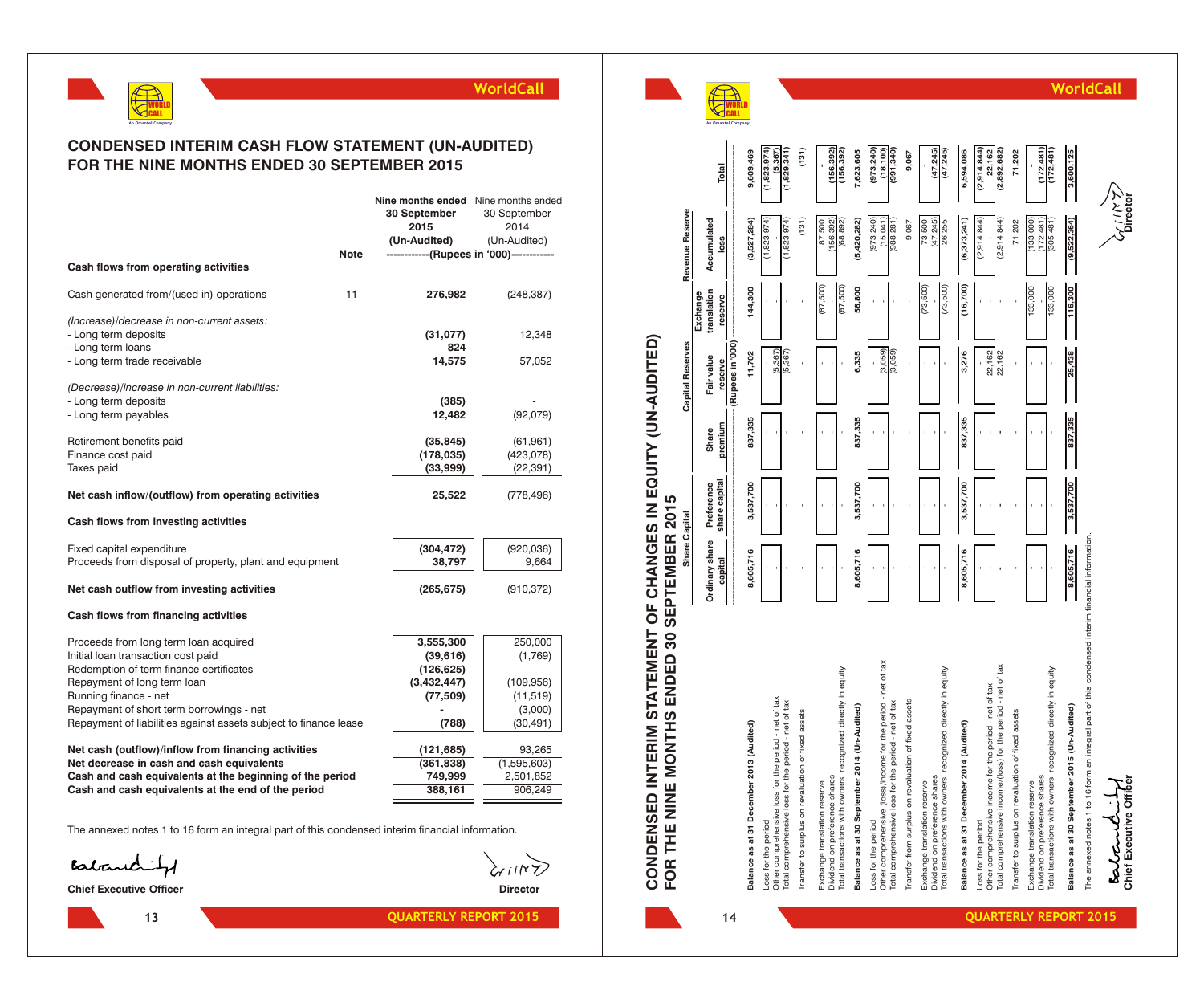# CONDENSED INTERIM CASH FLOW STATEMENT (UN-AUDITED)
# FOR THE NINE MONTHS ENDED 30 SEPTEMBER 2015

| | Note | Nine months ended 30 September 2015 (Un-Audited) | Nine months ended 30 September 2014 (Un-Audited) |
|---|---|---|---|
| | | ------------(Rupees in '000)------------ | |
| **Cash flows from operating activities** | | | |
| Cash generated from/(used in) operations | 11 | **276,982** | (248,387) |
| *(Increase)/decrease in non-current assets:* | | | |
| - Long term deposits | | **(31,077)** | 12,348 |
| - Long term loans | | **824** | - |
| - Long term trade receivable | | **14,575** | 57,052 |
| *(Decrease)/increase in non-current liabilities:* | | | |
| - Long term deposits | | **(385)** | - |
| - Long term payables | | **12,482** | (92,079) |
| Retirement benefits paid | | **(35,845)** | (61,961) |
| Finance cost paid | | **(178,035)** | (423,078) |
| Taxes paid | | **(33,999)** | (22,391) |
| **Net cash inflow/(outflow) from operating activities** | | **25,522** | (778,496) |
| **Cash flows from investing activities** | | | |
| Fixed capital expenditure | | **(304,472)** | (920,036) |
| Proceeds from disposal of property, plant and equipment | | **38,797** | 9,664 |
| **Net cash outflow from investing activities** | | **(265,675)** | (910,372) |
| **Cash flows from financing activities** | | | |
| Proceeds from long term loan acquired | | **3,555,300** | 250,000 |
| Initial loan transaction cost paid | | **(39,616)** | (1,769) |
| Redemption of term finance certificates | | **(126,625)** | - |
| Repayment of long term loan | | **(3,432,447)** | (109,956) |
| Running finance - net | | **(77,509)** | (11,519) |
| Repayment of short term borrowings - net | | **-** | (3,000) |
| Repayment of liabilities against assets subject to finance lease | | **(788)** | (30,491) |
| **Net cash (outflow)/inflow from financing activities** | | **(121,685)** | 93,265 |
| **Net decrease in cash and cash equivalents** | | **(361,838)** | (1,595,603) |
| **Cash and cash equivalents at the beginning of the period** | | **749,999** | 2,501,852 |
| **Cash and cash equivalents at the end of the period** | | **388,161** | 906,249 |

The annexed notes 1 to 16 form an integral part of this condensed interim financial information.

**Chief Executive Officer** **Director**

# CONDENSED INTERIM STATEMENT OF CHANGES IN EQUITY (UN-AUDITED)
# FOR THE NINE MONTHS ENDED 30 SEPTEMBER 2015

| | Share Capital | | Capital Reserves | | | Revenue Reserve | |
|---|---|---|---|---|---|---|---|
| | Ordinary share capital | Preference share capital | Share premium | Fair value reserve | Exchange translation reserve | Accumulated loss | Total |
| | ------------ | ------------ | ------------ | (Rupees in '000) | ------------ | ------------ | ------------ |
| **Balance as at 31 December 2013 (Audited)** | **8,605,716** | **3,537,700** | **837,335** | **11,702** | **144,300** | **(3,527,284)** | **9,609,469** |
| Loss for the period | - | - | - | - | - | (1,823,974) | (1,823,974) |
| Other comprehensive loss for the period - net of tax | - | - | - | (5,367) | - | - | (5,367) |
| Total comprehensive loss for the period - net of tax | - | - | - | (5,367) | - | (1,823,974) | (1,829,341) |
| Transfer to surplus on revaluation of fixed assets | - | - | - | - | - | (131) | (131) |
| Exchange translation reserve | - | - | - | - | (87,500) | 87,500 | - |
| Dividend on preference shares | - | - | - | - | - | (156,392) | (156,392) |
| Total transactions with owners, recognized directly in equity | - | - | - | - | (87,500) | (68,892) | (156,392) |
| **Balance as at 30 September 2014 (Un-Audited)** | **8,605,716** | **3,537,700** | **837,335** | **6,335** | **56,800** | **(5,420,282)** | **7,623,605** |
| Loss for the period | - | - | - | - | - | (973,240) | (973,240) |
| Other comprehensive (loss)/income for the period - net of tax | - | - | - | (3,059) | - | (15,041) | (18,100) |
| Total comprehensive loss for the period - net of tax | - | - | - | (3,059) | - | (988,281) | (991,340) |
| Transfer from surplus on revaluation of fixed assets | - | - | - | - | - | 9,067 | 9,067 |
| Exchange translation reserve | - | - | - | - | (73,500) | 73,500 | - |
| Dividend on preference shares | - | - | - | - | - | (47,245) | (47,245) |
| Total transactions with owners, recognized directly in equity | - | - | - | - | (73,500) | 26,255 | (47,245) |
| **Balance as at 31 December 2014 (Audited)** | **8,605,716** | **3,537,700** | **837,335** | **3,276** | **(16,700)** | **(6,373,241)** | **6,594,086** |
| Loss for the period | - | - | - | - | - | (2,914,844) | (2,914,844) |
| Other comprehensive income for the period - net of tax | - | - | - | 22,162 | - | - | 22,162 |
| Total comprehensive income/(loss) for the period - net of tax | - | - | - | 22,162 | - | (2,914,844) | (2,892,682) |
| Transfer to surplus on revaluation of fixed assets | - | - | - | - | - | 71,202 | 71,202 |
| Exchange translation reserve | - | - | - | - | 133,000 | (133,000) | - |
| Dividend on preference shares | - | - | - | - | - | (172,481) | (172,481) |
| Total transactions with owners, recognized directly in equity | - | - | - | - | 133,000 | (305,481) | (172,481) |
| **Balance as at 30 September 2015 (Un-Audited)** | **8,605,716** | **3,537,700** | **837,335** | **25,438** | **116,300** | **(9,522,364)** | **3,600,125** |

The annexed notes 1 to 16 form an integral part of this condensed interim financial information.

**Chief Executive Officer** **Director**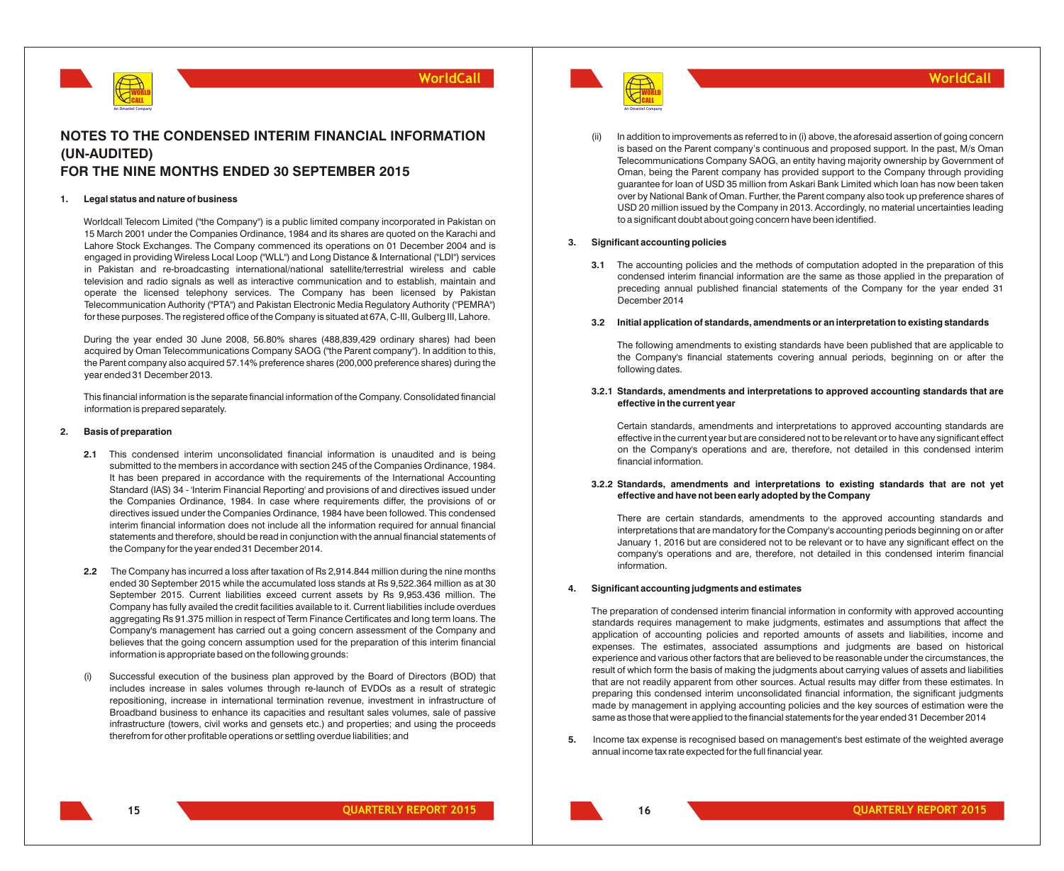# NOTES TO THE CONDENSED INTERIM FINANCIAL INFORMATION (UN-AUDITED) FOR THE NINE MONTHS ENDED 30 SEPTEMBER 2015

## 1. Legal status and nature of business

Worldcall Telecom Limited ("the Company") is a public limited company incorporated in Pakistan on 15 March 2001 under the Companies Ordinance, 1984 and its shares are quoted on the Karachi and Lahore Stock Exchanges. The Company commenced its operations on 01 December 2004 and is engaged in providing Wireless Local Loop ("WLL") and Long Distance & International ("LDI") services in Pakistan and re-broadcasting international/national satellite/terrestrial wireless and cable television and radio signals as well as interactive communication and to establish, maintain and operate the licensed telephony services. The Company has been licensed by Pakistan Telecommunication Authority ("PTA") and Pakistan Electronic Media Regulatory Authority ("PEMRA") for these purposes. The registered office of the Company is situated at 67A, C-III, Gulberg III, Lahore.

During the year ended 30 June 2008, 56.80% shares (488,839,429 ordinary shares) had been acquired by Oman Telecommunications Company SAOG ("the Parent company"). In addition to this, the Parent company also acquired 57.14% preference shares (200,000 preference shares) during the year ended 31 December 2013.

This financial information is the separate financial information of the Company. Consolidated financial information is prepared separately.

## 2. Basis of preparation

**2.1** This condensed interim unconsolidated financial information is unaudited and is being submitted to the members in accordance with section 245 of the Companies Ordinance, 1984. It has been prepared in accordance with the requirements of the International Accounting Standard (IAS) 34 - 'Interim Financial Reporting' and provisions of and directives issued under the Companies Ordinance, 1984. In case where requirements differ, the provisions of or directives issued under the Companies Ordinance, 1984 have been followed. This condensed interim financial information does not include all the information required for annual financial statements and therefore, should be read in conjunction with the annual financial statements of the Company for the year ended 31 December 2014.

**2.2** The Company has incurred a loss after taxation of Rs 2,914.844 million during the nine months ended 30 September 2015 while the accumulated loss stands at Rs 9,522.364 million as at 30 September 2015. Current liabilities exceed current assets by Rs 9,953.436 million. The Company has fully availed the credit facilities available to it. Current liabilities include overdues aggregating Rs 91.375 million in respect of Term Finance Certificates and long term loans. The Company's management has carried out a going concern assessment of the Company and believes that the going concern assumption used for the preparation of this interim financial information is appropriate based on the following grounds:

(i) Successful execution of the business plan approved by the Board of Directors (BOD) that includes increase in sales volumes through re-launch of EVDOs as a result of strategic repositioning, increase in international termination revenue, investment in infrastructure of Broadband business to enhance its capacities and resultant sales volumes, sale of passive infrastructure (towers, civil works and gensets etc.) and properties; and using the proceeds therefrom for other profitable operations or settling overdue liabilities; and

(ii) In addition to improvements as referred to in (i) above, the aforesaid assertion of going concern is based on the Parent company's continuous and proposed support. In the past, M/s Oman Telecommunications Company SAOG, an entity having majority ownership by Government of Oman, being the Parent company has provided support to the Company through providing guarantee for loan of USD 35 million from Askari Bank Limited which loan has now been taken over by National Bank of Oman. Further, the Parent company also took up preference shares of USD 20 million issued by the Company in 2013. Accordingly, no material uncertainties leading to a significant doubt about going concern have been identified.

## 3. Significant accounting policies

**3.1** The accounting policies and the methods of computation adopted in the preparation of this condensed interim financial information are the same as those applied in the preparation of preceding annual published financial statements of the Company for the year ended 31 December 2014

### 3.2 Initial application of standards, amendments or an interpretation to existing standards

The following amendments to existing standards have been published that are applicable to the Company's financial statements covering annual periods, beginning on or after the following dates.

#### 3.2.1 Standards, amendments and interpretations to approved accounting standards that are effective in the current year

Certain standards, amendments and interpretations to approved accounting standards are effective in the current year but are considered not to be relevant or to have any significant effect on the Company's operations and are, therefore, not detailed in this condensed interim financial information.

#### 3.2.2 Standards, amendments and interpretations to existing standards that are not yet effective and have not been early adopted by the Company

There are certain standards, amendments to the approved accounting standards and interpretations that are mandatory for the Company's accounting periods beginning on or after January 1, 2016 but are considered not to be relevant or to have any significant effect on the company's operations and are, therefore, not detailed in this condensed interim financial information.

## 4. Significant accounting judgments and estimates

The preparation of condensed interim financial information in conformity with approved accounting standards requires management to make judgments, estimates and assumptions that affect the application of accounting policies and reported amounts of assets and liabilities, income and expenses. The estimates, associated assumptions and judgments are based on historical experience and various other factors that are believed to be reasonable under the circumstances, the result of which form the basis of making the judgments about carrying values of assets and liabilities that are not readily apparent from other sources. Actual results may differ from these estimates. In preparing this condensed interim unconsolidated financial information, the significant judgments made by management in applying accounting policies and the key sources of estimation were the same as those that were applied to the financial statements for the year ended 31 December 2014

**5.** Income tax expense is recognised based on management's best estimate of the weighted average annual income tax rate expected for the full financial year.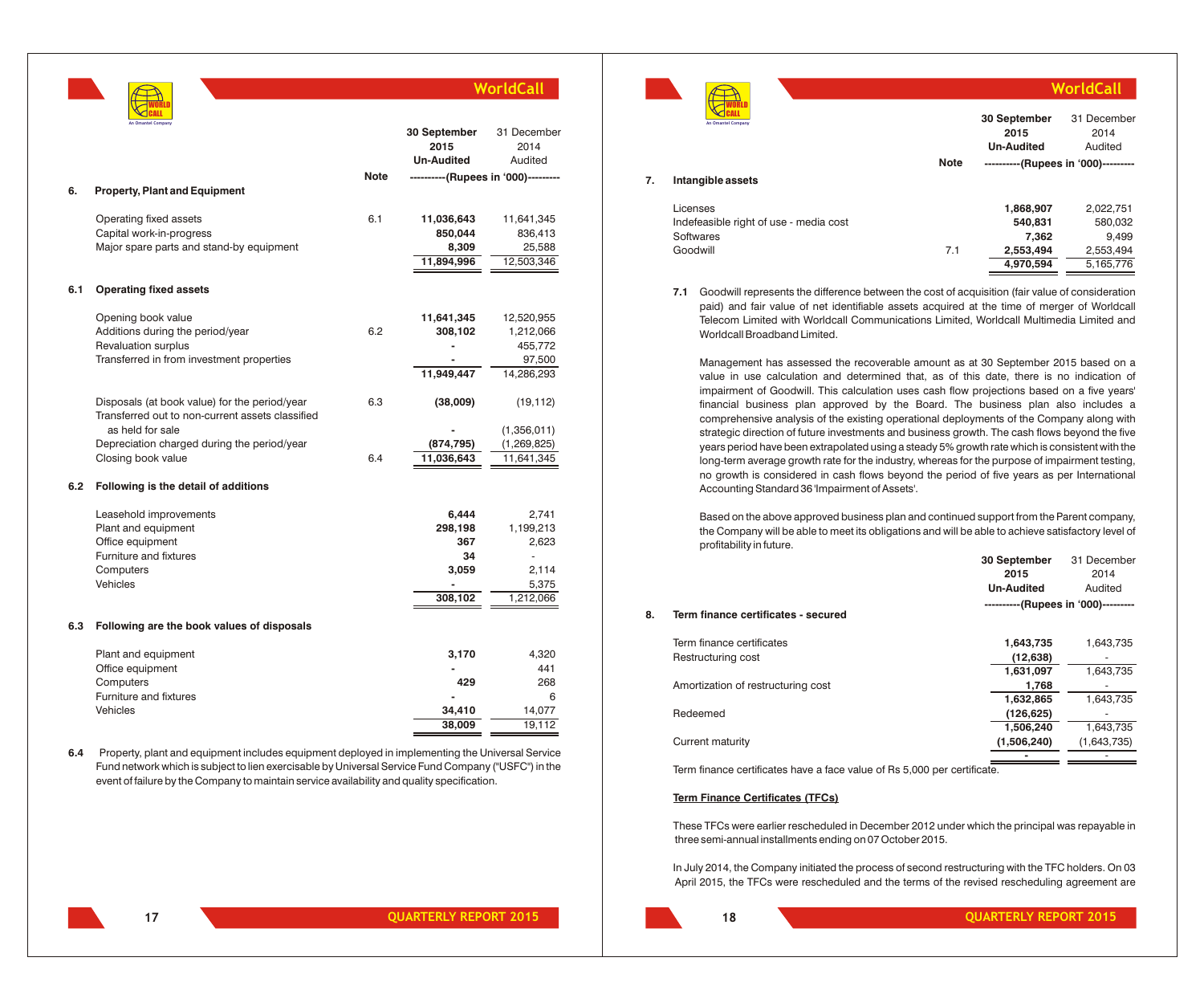| | | Note | 30 September 2015 Un-Audited | 31 December 2014 Audited |
|---|---|---|---|---|
| | | | ----------(Rupees in '000)--------- | |
| **6.** | **Property, Plant and Equipment** | | | |
| | Operating fixed assets | 6.1 | **11,036,643** | 11,641,345 |
| | Capital work-in-progress | | **850,044** | 836,413 |
| | Major spare parts and stand-by equipment | | **8,309** | 25,588 |
| | | | **11,894,996** | 12,503,346 |
| **6.1** | **Operating fixed assets** | | | |
| | Opening book value | | **11,641,345** | 12,520,955 |
| | Additions during the period/year | 6.2 | **308,102** | 1,212,066 |
| | Revaluation surplus | | **-** | 455,772 |
| | Transferred in from investment properties | | **-** | 97,500 |
| | | | **11,949,447** | 14,286,293 |
| | Disposals (at book value) for the period/year | 6.3 | **(38,009)** | (19,112) |
| | Transferred out to non-current assets classified as held for sale | | **-** | (1,356,011) |
| | Depreciation charged during the period/year | | **(874,795)** | (1,269,825) |
| | Closing book value | 6.4 | **11,036,643** | 11,641,345 |
| **6.2** | **Following is the detail of additions** | | | |
| | Leasehold improvements | | **6,444** | 2,741 |
| | Plant and equipment | | **298,198** | 1,199,213 |
| | Office equipment | | **367** | 2,623 |
| | Furniture and fixtures | | **34** | - |
| | Computers | | **3,059** | 2,114 |
| | Vehicles | | **-** | 5,375 |
| | | | **308,102** | 1,212,066 |
| **6.3** | **Following are the book values of disposals** | | | |
| | Plant and equipment | | **3,170** | 4,320 |
| | Office equipment | | **-** | 441 |
| | Computers | | **429** | 268 |
| | Furniture and fixtures | | **-** | 6 |
| | Vehicles | | **34,410** | 14,077 |
| | | | **38,009** | 19,112 |

**6.4** Property, plant and equipment includes equipment deployed in implementing the Universal Service Fund network which is subject to lien exercisable by Universal Service Fund Company ("USFC") in the event of failure by the Company to maintain service availability and quality specification.

| | | Note | 30 September 2015 Un-Audited | 31 December 2014 Audited |
|---|---|---|---|---|
| | | | ----------(Rupees in '000)--------- | |
| **7.** | **Intangible assets** | | | |
| | Licenses | | **1,868,907** | 2,022,751 |
| | Indefeasible right of use - media cost | | **540,831** | 580,032 |
| | Softwares | | **7,362** | 9,499 |
| | Goodwill | 7.1 | **2,553,494** | 2,553,494 |
| | | | **4,970,594** | 5,165,776 |

**7.1** Goodwill represents the difference between the cost of acquisition (fair value of consideration paid) and fair value of net identifiable assets acquired at the time of merger of Worldcall Telecom Limited with Worldcall Communications Limited, Worldcall Multimedia Limited and Worldcall Broadband Limited.

Management has assessed the recoverable amount as at 30 September 2015 based on a value in use calculation and determined that, as of this date, there is no indication of impairment of Goodwill. This calculation uses cash flow projections based on a five years' financial business plan approved by the Board. The business plan also includes a comprehensive analysis of the existing operational deployments of the Company along with strategic direction of future investments and business growth. The cash flows beyond the five years period have been extrapolated using a steady 5% growth rate which is consistent with the long-term average growth rate for the industry, whereas for the purpose of impairment testing, no growth is considered in cash flows beyond the period of five years as per International Accounting Standard 36 'Impairment of Assets'.

Based on the above approved business plan and continued support from the Parent company, the Company will be able to meet its obligations and will be able to achieve satisfactory level of profitability in future.

| | | 30 September 2015 Un-Audited | 31 December 2014 Audited |
|---|---|---|---|
| | | ----------(Rupees in '000)--------- | |
| **8.** | **Term finance certificates - secured** | | |
| | Term finance certificates | **1,643,735** | 1,643,735 |
| | Restructuring cost | **(12,638)** | - |
| | | **1,631,097** | 1,643,735 |
| | Amortization of restructuring cost | **1,768** | - |
| | | **1,632,865** | 1,643,735 |
| | Redeemed | **(126,625)** | - |
| | | **1,506,240** | 1,643,735 |
| | Current maturity | **(1,506,240)** | (1,643,735) |
| | | **-** | - |

Term finance certificates have a face value of Rs 5,000 per certificate.

**Term Finance Certificates (TFCs)**

These TFCs were earlier rescheduled in December 2012 under which the principal was repayable in three semi-annual installments ending on 07 October 2015.

In July 2014, the Company initiated the process of second restructuring with the TFC holders. On 03 April 2015, the TFCs were rescheduled and the terms of the revised rescheduling agreement are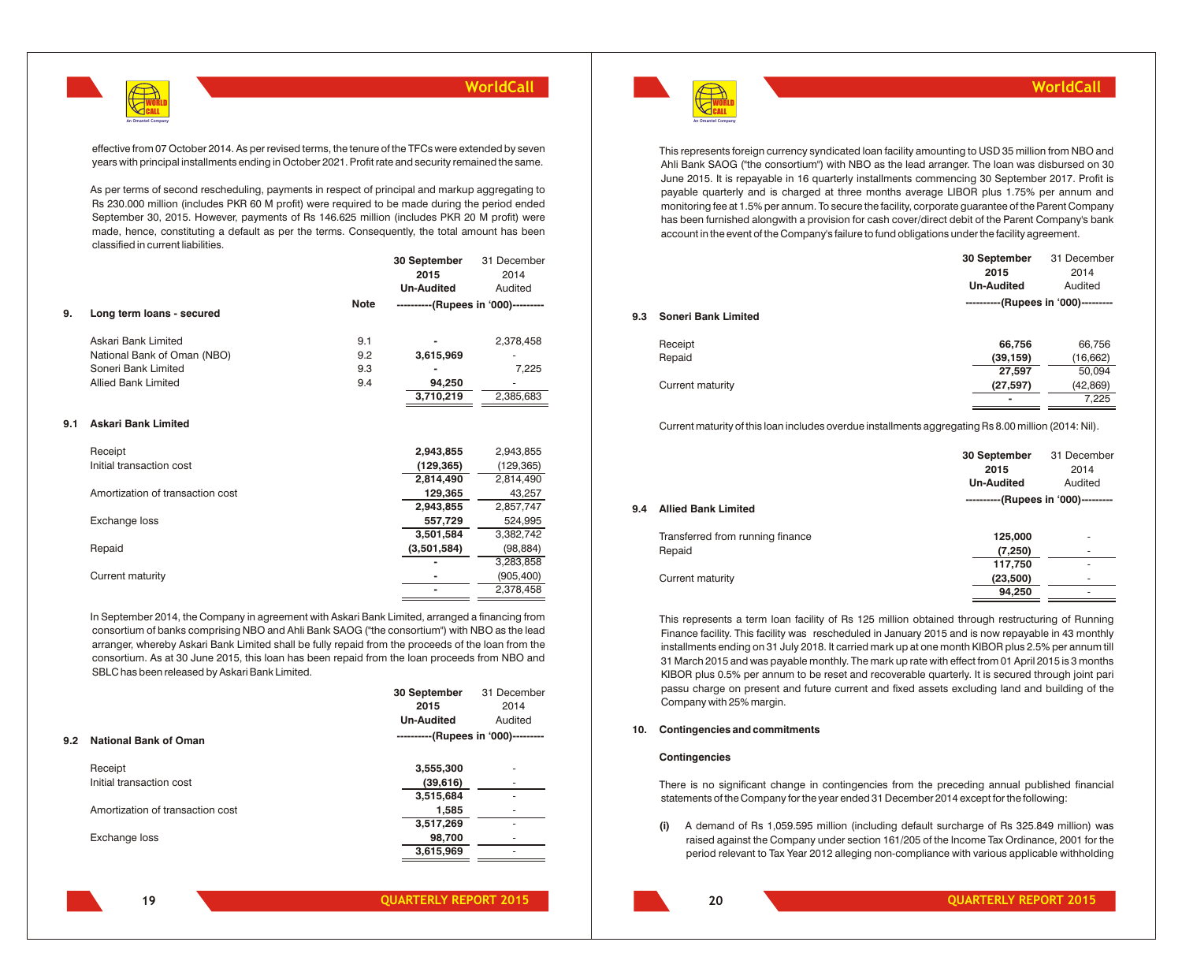effective from 07 October 2014. As per revised terms, the tenure of the TFCs were extended by seven years with principal installments ending in October 2021. Profit rate and security remained the same.

As per terms of second rescheduling, payments in respect of principal and markup aggregating to Rs 230.000 million (includes PKR 60 M profit) were required to be made during the period ended September 30, 2015. However, payments of Rs 146.625 million (includes PKR 20 M profit) were made, hence, constituting a default as per the terms. Consequently, the total amount has been classified in current liabilities.

## 9. Long term loans - secured

| | Note | 30 September 2015 Un-Audited | 31 December 2014 Audited |
|---|---|---|---|
| | | ----------(Rupees in '000)--------- | |
| Askari Bank Limited | 9.1 | - | 2,378,458 |
| National Bank of Oman (NBO) | 9.2 | 3,615,969 | - |
| Soneri Bank Limited | 9.3 | - | 7,225 |
| Allied Bank Limited | 9.4 | 94,250 | - |
| | | 3,710,219 | 2,385,683 |

### 9.1 Askari Bank Limited

| | 30 September 2015 Un-Audited | 31 December 2014 Audited |
|---|---|---|
| Receipt | 2,943,855 | 2,943,855 |
| Initial transaction cost | (129,365) | (129,365) |
| | 2,814,490 | 2,814,490 |
| Amortization of transaction cost | 129,365 | 43,257 |
| | 2,943,855 | 2,857,747 |
| Exchange loss | 557,729 | 524,995 |
| | 3,501,584 | 3,382,742 |
| Repaid | (3,501,584) | (98,884) |
| | - | 3,283,858 |
| Current maturity | - | (905,400) |
| | - | 2,378,458 |

In September 2014, the Company in agreement with Askari Bank Limited, arranged a financing from consortium of banks comprising NBO and Ahli Bank SAOG ("the consortium") with NBO as the lead arranger, whereby Askari Bank Limited shall be fully repaid from the proceeds of the loan from the consortium. As at 30 June 2015, this loan has been repaid from the loan proceeds from NBO and SBLC has been released by Askari Bank Limited.

### 9.2 National Bank of Oman

| | 30 September 2015 Un-Audited | 31 December 2014 Audited |
|---|---|---|
| | ----------(Rupees in '000)--------- | |
| Receipt | 3,555,300 | - |
| Initial transaction cost | (39,616) | - |
| | 3,515,684 | - |
| Amortization of transaction cost | 1,585 | - |
| | 3,517,269 | - |
| Exchange loss | 98,700 | - |
| | 3,615,969 | - |

This represents foreign currency syndicated loan facility amounting to USD 35 million from NBO and Ahli Bank SAOG ("the consortium") with NBO as the lead arranger. The loan was disbursed on 30 June 2015. It is repayable in 16 quarterly installments commencing 30 September 2017. Profit is payable quarterly and is charged at three months average LIBOR plus 1.75% per annum and monitoring fee at 1.5% per annum. To secure the facility, corporate guarantee of the Parent Company has been furnished alongwith a provision for cash cover/direct debit of the Parent Company's bank account in the event of the Company's failure to fund obligations under the facility agreement.

### 9.3 Soneri Bank Limited

| | 30 September 2015 Un-Audited | 31 December 2014 Audited |
|---|---|---|
| | ----------(Rupees in '000)--------- | |
| Receipt | 66,756 | 66,756 |
| Repaid | (39,159) | (16,662) |
| | 27,597 | 50,094 |
| Current maturity | (27,597) | (42,869) |
| | - | 7,225 |

Current maturity of this loan includes overdue installments aggregating Rs 8.00 million (2014: Nil).

### 9.4 Allied Bank Limited

| | 30 September 2015 Un-Audited | 31 December 2014 Audited |
|---|---|---|
| | ----------(Rupees in '000)--------- | |
| Transferred from running finance | 125,000 | - |
| Repaid | (7,250) | - |
| | 117,750 | - |
| Current maturity | (23,500) | - |
| | 94,250 | - |

This represents a term loan facility of Rs 125 million obtained through restructuring of Running Finance facility. This facility was rescheduled in January 2015 and is now repayable in 43 monthly installments ending on 31 July 2018. It carried mark up at one month KIBOR plus 2.5% per annum till 31 March 2015 and was payable monthly. The mark up rate with effect from 01 April 2015 is 3 months KIBOR plus 0.5% per annum to be reset and recoverable quarterly. It is secured through joint pari passu charge on present and future current and fixed assets excluding land and building of the Company with 25% margin.

## 10. Contingencies and commitments

### Contingencies

There is no significant change in contingencies from the preceding annual published financial statements of the Company for the year ended 31 December 2014 except for the following:

**(i)** A demand of Rs 1,059.595 million (including default surcharge of Rs 325.849 million) was raised against the Company under section 161/205 of the Income Tax Ordinance, 2001 for the period relevant to Tax Year 2012 alleging non-compliance with various applicable withholding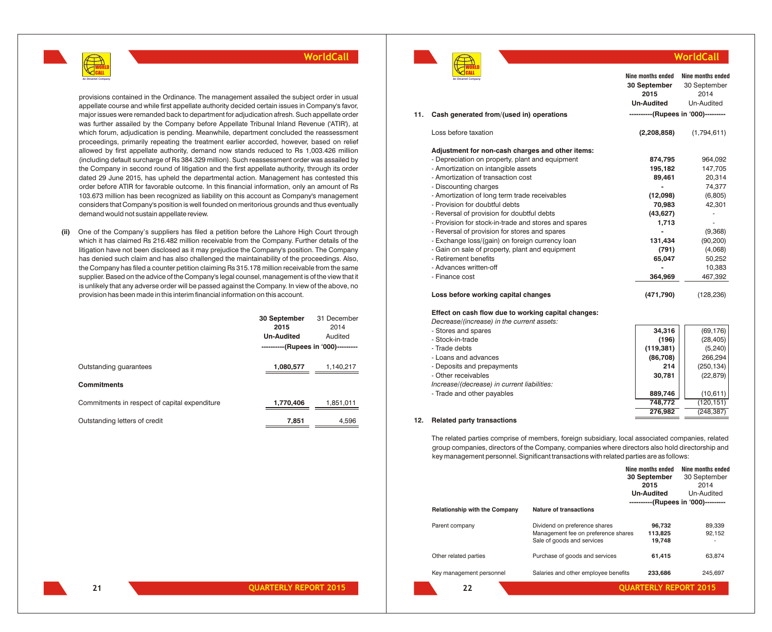provisions contained in the Ordinance. The management assailed the subject order in usual appellate course and while first appellate authority decided certain issues in Company's favor, major issues were remanded back to department for adjudication afresh. Such appellate order was further assailed by the Company before Appellate Tribunal Inland Revenue ('ATIR'), at which forum, adjudication is pending. Meanwhile, department concluded the reassessment proceedings, primarily repeating the treatment earlier accorded, however, based on relief allowed by first appellate authority, demand now stands reduced to Rs 1,003.426 million (including default surcharge of Rs 384.329 million). Such reassessment order was assailed by the Company in second round of litigation and the first appellate authority, through its order dated 29 June 2015, has upheld the departmental action. Management has contested this order before ATIR for favorable outcome. In this financial information, only an amount of Rs 103.673 million has been recognized as liability on this account as Company's management considers that Company's position is well founded on meritorious grounds and thus eventually demand would not sustain appellate review.

**(ii)** One of the Company's suppliers has filed a petition before the Lahore High Court through which it has claimed Rs 216.482 million receivable from the Company. Further details of the litigation have not been disclosed as it may prejudice the Company's position. The Company has denied such claim and has also challenged the maintainability of the proceedings. Also, the Company has filed a counter petition claiming Rs 315.178 million receivable from the same supplier. Based on the advice of the Company's legal counsel, management is of the view that it is unlikely that any adverse order will be passed against the Company. In view of the above, no provision has been made in this interim financial information on this account.

| | **30 September 2015 Un-Audited** | 31 December 2014 Audited |
|---|---|---|
| | ----------(Rupees in '000)--------- | |
| Outstanding guarantees | **1,080,577** | 1,140,217 |
| **Commitments** | | |
| Commitments in respect of capital expenditure | **1,770,406** | 1,851,011 |
| Outstanding letters of credit | **7,851** | 4,596 |

## 11. Cash generated from/(used in) operations

| | **Nine months ended 30 September 2015 Un-Audited** | Nine months ended 30 September 2014 Un-Audited |
|---|---|---|
| | ----------(Rupees in '000)--------- | |
| Loss before taxation | **(2,208,858)** | (1,794,611) |
| **Adjustment for non-cash charges and other items:** | | |
| - Depreciation on property, plant and equipment | **874,795** | 964,092 |
| - Amortization on intangible assets | **195,182** | 147,705 |
| - Amortization of transaction cost | **89,461** | 20,314 |
| - Discounting charges | **-** | 74,377 |
| - Amortization of long term trade receivables | **(12,098)** | (6,805) |
| - Provision for doubtful debts | **70,983** | 42,301 |
| - Reversal of provision for doubtful debts | **(43,627)** | - |
| - Provision for stock-in-trade and stores and spares | **1,713** | - |
| - Reversal of provision for stores and spares | **-** | (9,368) |
| - Exchange loss/(gain) on foreign currency loan | **131,434** | (90,200) |
| - Gain on sale of property, plant and equipment | **(791)** | (4,068) |
| - Retirement benefits | **65,047** | 50,252 |
| - Advances written-off | **-** | 10,383 |
| - Finance cost | **364,969** | 467,392 |
| **Loss before working capital changes** | **(471,790)** | (128,236) |
| **Effect on cash flow due to working capital changes:** | | |
| *Decrease/(increase) in the current assets:* | | |
| - Stores and spares | **34,316** | (69,176) |
| - Stock-in-trade | **(196)** | (28,405) |
| - Trade debts | **(119,381)** | (5,240) |
| - Loans and advances | **(86,708)** | 266,294 |
| - Deposits and prepayments | **214** | (250,134) |
| - Other receivables | **30,781** | (22,879) |
| *Increase/(decrease) in current liabilities:* | | |
| - Trade and other payables | **889,746** | (10,611) |
| | **748,772** | (120,151) |
| | **276,982** | (248,387) |

## 12. Related party transactions

The related parties comprise of members, foreign subsidiary, local associated companies, related group companies, directors of the Company, companies where directors also hold directorship and key management personnel. Significant transactions with related parties are as follows:

| Relationship with the Company | Nature of transactions | **Nine months ended 30 September 2015 Un-Audited** | Nine months ended 30 September 2014 Un-Audited |
|---|---|---|---|
| | | ----------(Rupees in '000)--------- | |
| Parent company | Dividend on preference shares | **96,732** | 89,339 |
| | Management fee on preference shares | **113,825** | 92,152 |
| | Sale of goods and services | **19,748** | - |
| Other related parties | Purchase of goods and services | **61,415** | 63,874 |
| Key management personnel | Salaries and other employee benefits | **233,686** | 245,697 |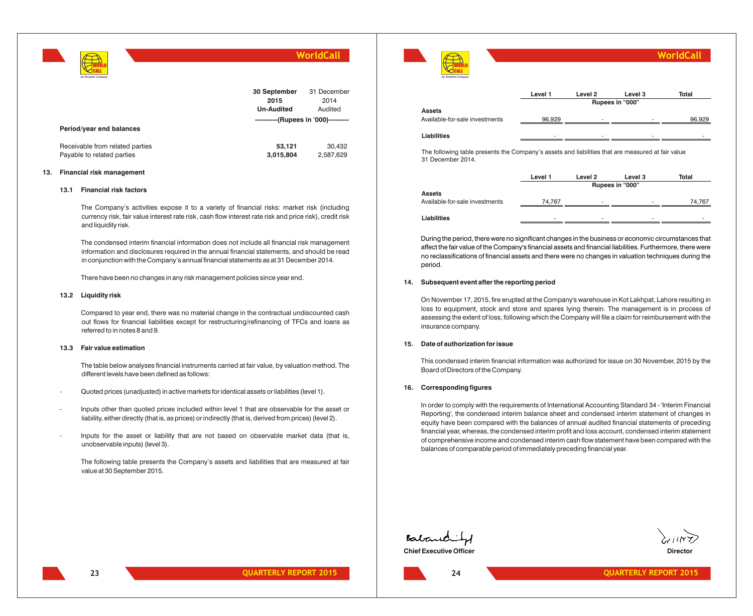| | 30 September 2015 Un-Audited | 31 December 2014 Audited |
|---|---|---|
| | ----------(Rupees in '000)--------- | |
| **Period/year end balances** | | |
| Receivable from related parties | **53,121** | 30,432 |
| Payable to related parties | **3,015,804** | 2,587,629 |

## 13. Financial risk management

### 13.1 Financial risk factors

The Company's activities expose it to a variety of financial risks: market risk (including currency risk, fair value interest rate risk, cash flow interest rate risk and price risk), credit risk and liquidity risk.

The condensed interim financial information does not include all financial risk management information and disclosures required in the annual financial statements, and should be read in conjunction with the Company's annual financial statements as at 31 December 2014.

There have been no changes in any risk management policies since year end.

### 13.2 Liquidity risk

Compared to year end, there was no material change in the contractual undiscounted cash out flows for financial liabilities except for restructuring/refinancing of TFCs and loans as referred to in notes 8 and 9.

### 13.3 Fair value estimation

The table below analyses financial instruments carried at fair value, by valuation method. The different levels have been defined as follows:

- Quoted prices (unadjusted) in active markets for identical assets or liabilities (level 1).
- Inputs other than quoted prices included within level 1 that are observable for the asset or liability, either directly (that is, as prices) or indirectly (that is, derived from prices) (level 2).
- Inputs for the asset or liability that are not based on observable market data (that is, unobservable inputs) (level 3).

The following table presents the Company's assets and liabilities that are measured at fair value at 30 September 2015.

| | Level 1 | Level 2 | Level 3 | Total |
|---|---|---|---|---|
| | Rupees in "000" | | | |
| **Assets** | | | | |
| Available-for-sale investments | 96,929 | - | - | 96,929 |
| **Liabilities** | - | - | - | - |

The following table presents the Company's assets and liabilities that are measured at fair value 31 December 2014.

| | Level 1 | Level 2 | Level 3 | Total |
|---|---|---|---|---|
| | Rupees in "000" | | | |
| **Assets** | | | | |
| Available-for-sale investments | 74,767 | - | - | 74,767 |
| **Liabilities** | - | - | - | - |

During the period, there were no significant changes in the business or economic circumstances that affect the fair value of the Company's financial assets and financial liabilities. Furthermore, there were no reclassifications of financial assets and there were no changes in valuation techniques during the period.

## 14. Subsequent event after the reporting period

On November 17, 2015, fire erupted at the Company's warehouse in Kot Lakhpat, Lahore resulting in loss to equipment, stock and store and spares lying therein. The management is in process of assessing the extent of loss, following which the Company will file a claim for reimbursement with the insurance company.

## 15. Date of authorization for issue

This condensed interim financial information was authorized for issue on 30 November, 2015 by the Board of Directors of the Company.

## 16. Corresponding figures

In order to comply with the requirements of International Accounting Standard 34 - 'Interim Financial Reporting', the condensed interim balance sheet and condensed interim statement of changes in equity have been compared with the balances of annual audited financial statements of preceding financial year, whereas, the condensed interim profit and loss account, condensed interim statement of comprehensive income and condensed interim cash flow statement have been compared with the balances of comparable period of immediately preceding financial year.

**Chief Executive Officer** | **Director**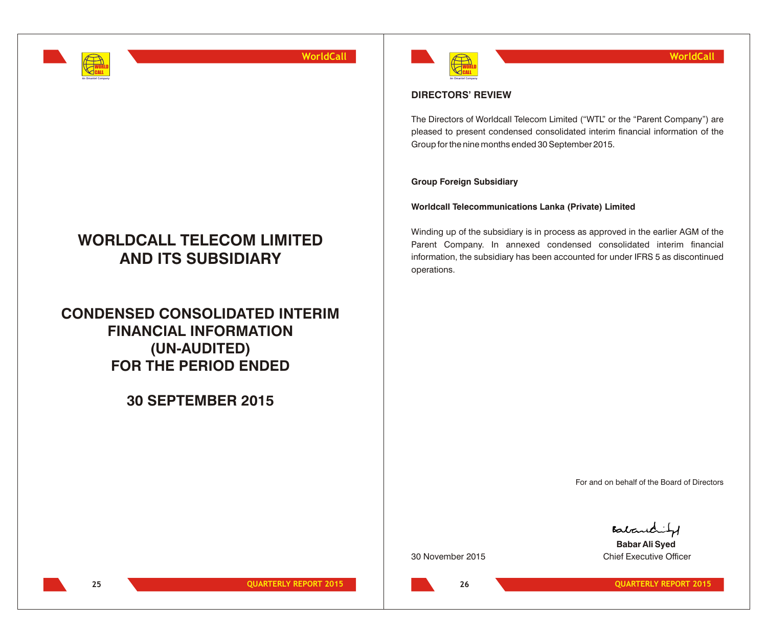# WORLDCALL TELECOM LIMITED AND ITS SUBSIDIARY

# CONDENSED CONSOLIDATED INTERIM FINANCIAL INFORMATION (UN-AUDITED) FOR THE PERIOD ENDED

# 30 SEPTEMBER 2015

## DIRECTORS' REVIEW

The Directors of Worldcall Telecom Limited ("WTL" or the "Parent Company") are pleased to present condensed consolidated interim financial information of the Group for the nine months ended 30 September 2015.

**Group Foreign Subsidiary**

**Worldcall Telecommunications Lanka (Private) Limited**

Winding up of the subsidiary is in process as approved in the earlier AGM of the Parent Company. In annexed condensed consolidated interim financial information, the subsidiary has been accounted for under IFRS 5 as discontinued operations.

For and on behalf of the Board of Directors

**Babar Ali Syed**
Chief Executive Officer

30 November 2015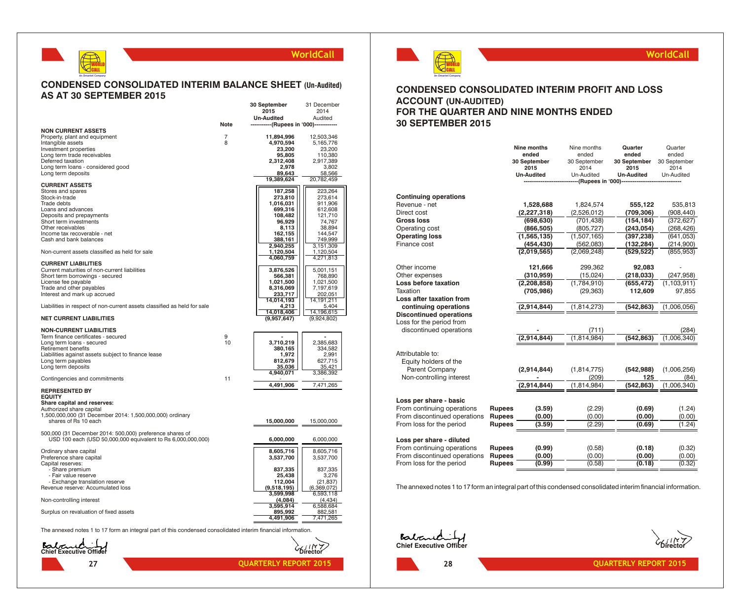# CONDENSED CONSOLIDATED INTERIM BALANCE SHEET (Un-Audited) AS AT 30 SEPTEMBER 2015

| | Note | 30 September 2015 Un-Audited | 31 December 2014 Audited |
|---|---|---|---|
| | | -----------(Rupees in '000)----------- | |
| **NON CURRENT ASSETS** | | | |
| Property, plant and equipment | 7 | 11,894,996 | 12,503,346 |
| Intangible assets | 8 | 4,970,594 | 5,165,776 |
| Investment properties | | 23,200 | 23,200 |
| Long term trade receivables | | 95,805 | 110,380 |
| Deferred taxation | | 2,312,408 | 2,917,389 |
| Long term loans - considered good | | 2,978 | 3,802 |
| Long term deposits | | 89,643 | 58,566 |
| | | 19,389,624 | 20,782,459 |
| **CURRENT ASSETS** | | | |
| Stores and spares | | 187,258 | 223,264 |
| Stock-in-trade | | 273,810 | 273,614 |
| Trade debts | | 1,016,031 | 911,906 |
| Loans and advances | | 699,316 | 612,608 |
| Deposits and prepayments | | 108,482 | 121,710 |
| Short term investments | | 96,929 | 74,767 |
| Other receivables | | 8,113 | 38,894 |
| Income tax recoverable - net | | 162,155 | 144,547 |
| Cash and bank balances | | 388,161 | 749,999 |
| | | 2,940,255 | 3,151,309 |
| Non-current assets classified as held for sale | | 1,120,504 | 1,120,504 |
| | | 4,060,759 | 4,271,813 |
| **CURRENT LIABILITIES** | | | |
| Current maturities of non-current liabilities | | 3,876,526 | 5,001,151 |
| Short term borrowings - secured | | 566,381 | 768,890 |
| License fee payable | | 1,021,500 | 1,021,500 |
| Trade and other payables | | 8,316,069 | 7,197,619 |
| Interest and mark up accrued | | 233,717 | 202,051 |
| | | 14,014,193 | 14,191,211 |
| Liabilities in respect of non-current assets classified as held for sale | | 4,213 | 5,404 |
| | | 14,018,406 | 14,196,615 |
| **NET CURRENT LIABILITIES** | | (9,957,647) | (9,924,802) |
| **NON-CURRENT LIABILITIES** | | | |
| Term finance certificates - secured | 9 | - | - |
| Long term loans - secured | 10 | 3,710,219 | 2,385,683 |
| Retirement benefits | | 380,165 | 334,582 |
| Liabilities against assets subject to finance lease | | 1,972 | 2,991 |
| Long term payables | | 812,679 | 627,715 |
| Long term deposits | | 35,036 | 35,421 |
| | | 4,940,071 | 3,386,392 |
| Contingencies and commitments | 11 | - | - |
| | | 4,491,906 | 7,471,265 |
| **REPRESENTED BY** | | | |
| **EQUITY** | | | |
| **Share capital and reserves:** | | | |
| Authorized share capital | | | |
| 1,500,000,000 (31 December 2014: 1,500,000,000) ordinary shares of Rs 10 each | | 15,000,000 | 15,000,000 |
| 500,000 (31 December 2014: 500,000) preference shares of USD 100 each (USD 50,000,000 equivalent to Rs 6,000,000,000) | | 6,000,000 | 6,000,000 |
| Ordinary share capital | | 8,605,716 | 8,605,716 |
| Preference share capital | | 3,537,700 | 3,537,700 |
| Capital reserves: | | | |
| - Share premium | | 837,335 | 837,335 |
| - Fair value reserve | | 25,438 | 3,276 |
| - Exchange translation reserve | | 112,004 | (21,837) |
| Revenue reserve: Accumulated loss | | (9,518,195) | (6,369,072) |
| | | 3,599,998 | 6,593,118 |
| Non-controlling interest | | (4,084) | (4,434) |
| | | 3,595,914 | 6,588,684 |
| Surplus on revaluation of fixed assets | | 895,992 | 882,581 |
| | | 4,491,906 | 7,471,265 |

The annexed notes 1 to 17 form an integral part of this condensed consolidated interim financial information.

Chief Executive Officer

Director

# CONDENSED CONSOLIDATED INTERIM PROFIT AND LOSS ACCOUNT (UN-AUDITED) FOR THE QUARTER AND NINE MONTHS ENDED 30 SEPTEMBER 2015

| | | Nine months ended 30 September 2015 Un-Audited | Nine months ended 30 September 2014 Un-Audited | Quarter ended 30 September 2015 Un-Audited | Quarter ended 30 September 2014 Un-Audited |
|---|---|---|---|---|---|
| | | -----------(Rupees in '000)----------- | | | |
| **Continuing operations** | | | | | |
| Revenue - net | | 1,528,688 | 1,824,574 | 555,122 | 535,813 |
| Direct cost | | (2,227,318) | (2,526,012) | (709,306) | (908,440) |
| **Gross loss** | | (698,630) | (701,438) | (154,184) | (372,627) |
| Operating cost | | (866,505) | (805,727) | (243,054) | (268,426) |
| **Operating loss** | | (1,565,135) | (1,507,165) | (397,238) | (641,053) |
| Finance cost | | (454,430) | (562,083) | (132,284) | (214,900) |
| | | (2,019,565) | (2,069,248) | (529,522) | (855,953) |
| Other income | | 121,666 | 299,362 | 92,083 | - |
| Other expenses | | (310,959) | (15,024) | (218,033) | (247,958) |
| **Loss before taxation** | | (2,208,858) | (1,784,910) | (655,472) | (1,103,911) |
| Taxation | | (705,986) | (29,363) | 112,609 | 97,855 |
| **Loss after taxation from continuing operations** | | (2,914,844) | (1,814,273) | (542,863) | (1,006,056) |
| **Discontinued operations** | | | | | |
| Loss for the period from discontinued operations | | - | (711) | - | (284) |
| | | (2,914,844) | (1,814,984) | (542,863) | (1,006,340) |
| Attributable to: | | | | | |
| Equity holders of the Parent Company | | (2,914,844) | (1,814,775) | (542,988) | (1,006,256) |
| Non-controlling interest | | - | (209) | 125 | (84) |
| | | (2,914,844) | (1,814,984) | (542,863) | (1,006,340) |
| **Loss per share - basic** | | | | | |
| From continuing operations | Rupees | (3.59) | (2.29) | (0.69) | (1.24) |
| From discontinued operations | Rupees | (0.00) | (0.00) | (0.00) | (0.00) |
| From loss for the period | Rupees | (3.59) | (2.29) | (0.69) | (1.24) |
| **Loss per share - diluted** | | | | | |
| From continuing operations | Rupees | (0.99) | (0.58) | (0.18) | (0.32) |
| From discontinued operations | Rupees | (0.00) | (0.00) | (0.00) | (0.00) |
| From loss for the period | Rupees | (0.99) | (0.58) | (0.18) | (0.32) |

The annexed notes 1 to 17 form an integral part of this condensed consolidated interim financial information.

Chief Executive Officer

Director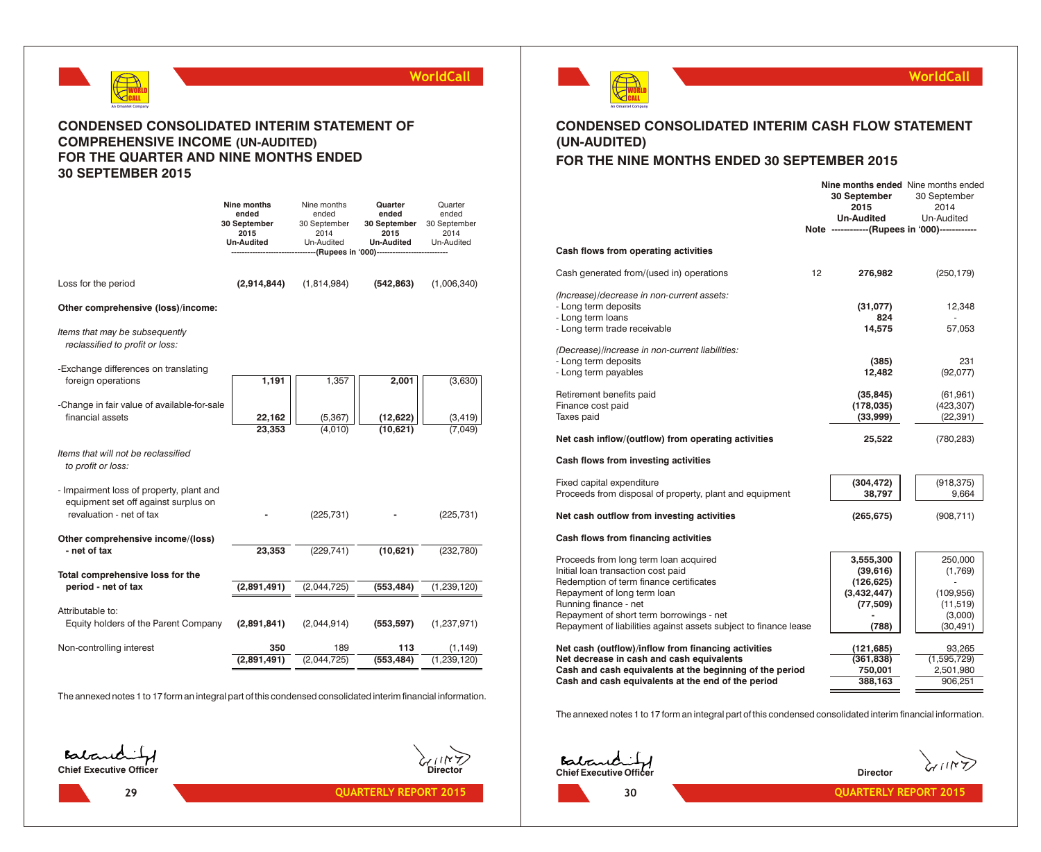# CONDENSED CONSOLIDATED INTERIM STATEMENT OF COMPREHENSIVE INCOME (UN-AUDITED) FOR THE QUARTER AND NINE MONTHS ENDED 30 SEPTEMBER 2015

| | Nine months ended 30 September 2015 Un-Audited | Nine months ended 30 September 2014 Un-Audited | Quarter ended 30 September 2015 Un-Audited | Quarter ended 30 September 2014 Un-Audited |
|---|---|---|---|---|
| | (Rupees in '000) | | | |
| Loss for the period | **(2,914,844)** | (1,814,984) | **(542,863)** | (1,006,340) |
| **Other comprehensive (loss)/income:** | | | | |
| *Items that may be subsequently reclassified to profit or loss:* | | | | |
| -Exchange differences on translating foreign operations | **1,191** | 1,357 | **2,001** | (3,630) |
| -Change in fair value of available-for-sale financial assets | **22,162** | (5,367) | **(12,622)** | (3,419) |
| | **23,353** | (4,010) | **(10,621)** | (7,049) |
| *Items that will not be reclassified to profit or loss:* | | | | |
| - Impairment loss of property, plant and equipment set off against surplus on revaluation - net of tax | **-** | (225,731) | **-** | (225,731) |
| **Other comprehensive income/(loss) - net of tax** | **23,353** | (229,741) | **(10,621)** | (232,780) |
| **Total comprehensive loss for the period - net of tax** | **(2,891,491)** | (2,044,725) | **(553,484)** | (1,239,120) |
| Attributable to: | | | | |
| Equity holders of the Parent Company | **(2,891,841)** | (2,044,914) | **(553,597)** | (1,237,971) |
| Non-controlling interest | **350** | 189 | **113** | (1,149) |
| | **(2,891,491)** | (2,044,725) | **(553,484)** | (1,239,120) |

The annexed notes 1 to 17 form an integral part of this condensed consolidated interim financial information.

**Chief Executive Officer** | **Director**

# CONDENSED CONSOLIDATED INTERIM CASH FLOW STATEMENT (UN-AUDITED) FOR THE NINE MONTHS ENDED 30 SEPTEMBER 2015

| | Note | Nine months ended 30 September 2015 Un-Audited | Nine months ended 30 September 2014 Un-Audited |
|---|---|---|---|
| | | (Rupees in '000) | |
| **Cash flows from operating activities** | | | |
| Cash generated from/(used in) operations | 12 | **276,982** | (250,179) |
| *(Increase)/decrease in non-current assets:* | | | |
| - Long term deposits | | **(31,077)** | 12,348 |
| - Long term loans | | **824** | - |
| - Long term trade receivable | | **14,575** | 57,053 |
| *(Decrease)/increase in non-current liabilities:* | | | |
| - Long term deposits | | **(385)** | 231 |
| - Long term payables | | **12,482** | (92,077) |
| Retirement benefits paid | | **(35,845)** | (61,961) |
| Finance cost paid | | **(178,035)** | (423,307) |
| Taxes paid | | **(33,999)** | (22,391) |
| **Net cash inflow/(outflow) from operating activities** | | **25,522** | (780,283) |
| **Cash flows from investing activities** | | | |
| Fixed capital expenditure | | **(304,472)** | (918,375) |
| Proceeds from disposal of property, plant and equipment | | **38,797** | 9,664 |
| **Net cash outflow from investing activities** | | **(265,675)** | (908,711) |
| **Cash flows from financing activities** | | | |
| Proceeds from long term loan acquired | | **3,555,300** | 250,000 |
| Initial loan transaction cost paid | | **(39,616)** | (1,769) |
| Redemption of term finance certificates | | **(126,625)** | - |
| Repayment of long term loan | | **(3,432,447)** | (109,956) |
| Running finance - net | | **(77,509)** | (11,519) |
| Repayment of short term borrowings - net | | **-** | (3,000) |
| Repayment of liabilities against assets subject to finance lease | | **(788)** | (30,491) |
| **Net cash (outflow)/inflow from financing activities** | | **(121,685)** | **93,265** |
| **Net decrease in cash and cash equivalents** | | **(361,838)** | **(1,595,729)** |
| **Cash and cash equivalents at the beginning of the period** | | **750,001** | **2,501,980** |
| **Cash and cash equivalents at the end of the period** | | **388,163** | **906,251** |

The annexed notes 1 to 17 form an integral part of this condensed consolidated interim financial information.

**Chief Executive Officer** | **Director**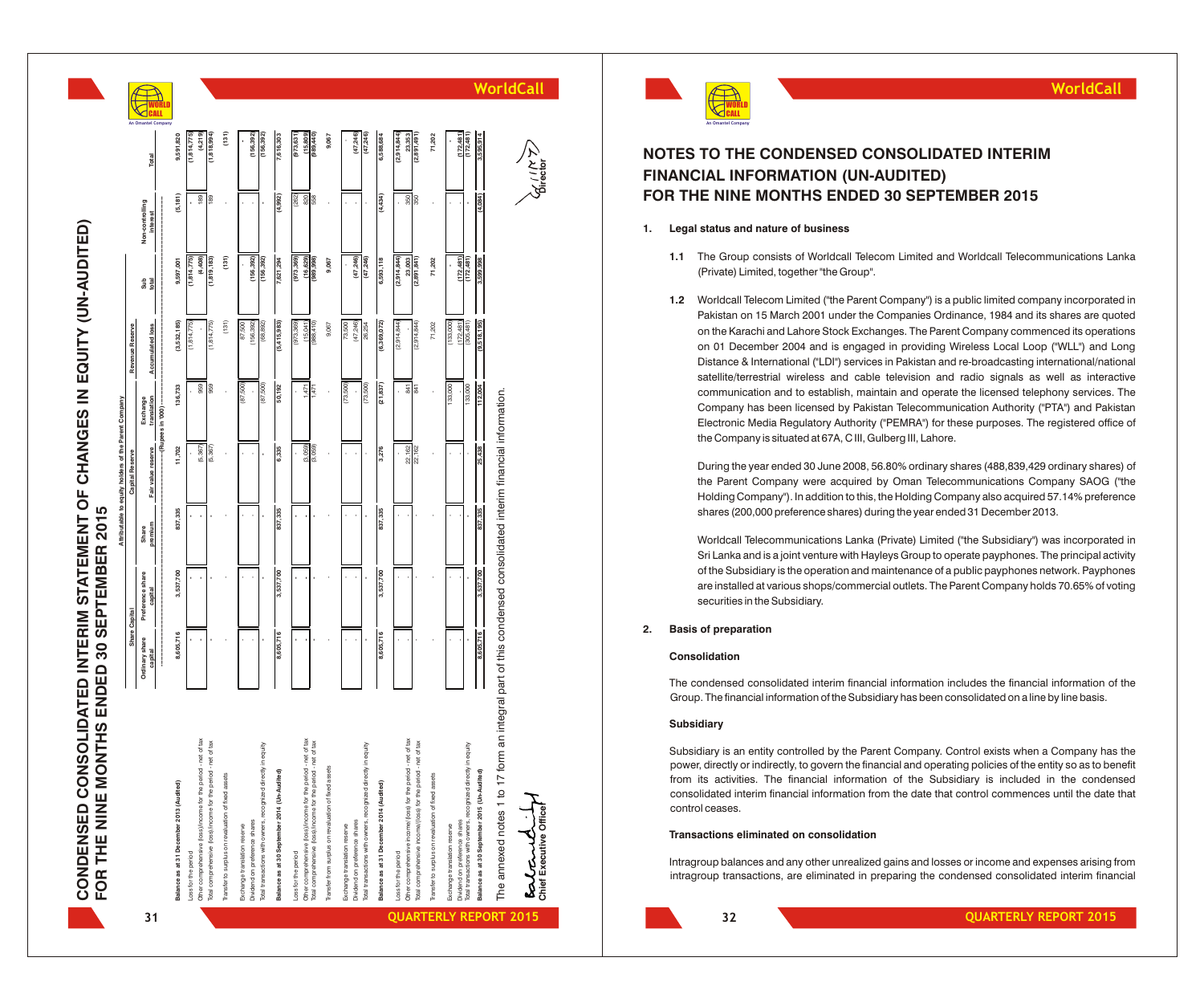# CONDENSED CONSOLIDATED INTERIM STATEMENT OF CHANGES IN EQUITY (UN-AUDITED) FOR THE NINE MONTHS ENDED 30 SEPTEMBER 2015

| | Attributable to equity holders of the Parent Company | | | | | | | | |
|---|---|---|---|---|---|---|---|---|---|
| | Share Capital | | Capital Reserve | | | Revenue Reserve | | | |
| | Ordinary share capital | Preference share capital | Share premium | Fair value reserve | Exchange translation | Accumulated loss | Sub total | Non-controlling interest | Total |
| | ----------------------------------------------------------------------(Rupees in '000)---------------------------------------------------------------------- | | | | | | | | |
| **Balance as at 31 December 2013 (Audited)** | **8,605,716** | **3,537,700** | **837,335** | **11,702** | **136,733** | **(3,532,185)** | **9,597,001** | **(5,181)** | **9,591,820** |
| Loss for the period | - | - | - | - | - | (1,814,775) | (1,814,775) | - | (1,814,775) |
| Other comprehensive (loss)/income for the period - net of tax | - | - | - | (5,367) | 959 | - | (4,408) | 189 | (4,219) |
| Total comprehensive (loss)/income for the period - net of tax | - | - | - | (5,367) | 959 | (1,814,775) | (1,819,183) | 189 | (1,818,994) |
| Transfer to surplus on revaluation of fixed assets | - | - | - | - | - | (131) | (131) | - | (131) |
| Exchange translation reserve | - | - | - | - | (87,500) | 87,500 | - | - | - |
| Dividend on preference shares | - | - | - | - | - | (156,392) | (156,392) | - | (156,392) |
| Total transactions with owners, recognized directly in equity | - | - | - | - | (87,500) | (68,892) | (156,392) | - | (156,392) |
| **Balance as at 30 September 2014 (Un-Audited)** | **8,605,716** | **3,537,700** | **837,335** | **6,335** | **50,192** | **(5,415,983)** | **7,621,294** | **(4,992)** | **7,616,303** |
| Loss for the period | - | - | - | - | - | (973,369) | (973,369) | (262) | (973,631) |
| Other comprehensive (loss)/income for the period - net of tax | - | - | - | (3,059) | 1,471 | (15,041) | (16,629) | 820 | (15,809) |
| Total comprehensive (loss)/income for the period - net of tax | - | - | - | (3,059) | 1,471 | (988,410) | (989,998) | 558 | (989,440) |
| Transfer from surplus on revaluation of fixed assets | - | - | - | - | - | 9,067 | 9,067 | - | 9,067 |
| Exchange translation reserve | - | - | - | - | (73,500) | 73,500 | - | - | - |
| Dividend on preference shares | - | - | - | - | - | (47,246) | (47,246) | - | (47,246) |
| Total transactions with owners, recognized directly in equity | - | - | - | - | (73,500) | 26,254 | (47,246) | - | (47,246) |
| **Balance as at 31 December 2014 (Audited)** | **8,605,716** | **3,537,700** | **837,335** | **3,276** | **(21,837)** | **(6,369,072)** | **6,593,118** | **(4,434)** | **6,588,684** |
| Loss for the period | - | - | - | - | - | (2,914,844) | (2,914,844) | - | (2,914,844) |
| Other comprehensive income/(loss) for the period - net of tax | - | - | - | 22,162 | 841 | - | 23,003 | 350 | 23,353 |
| Total comprehensive income/(loss) for the period - net of tax | - | - | - | 22,162 | 841 | (2,914,844) | (2,891,841) | 350 | (2,891,491) |
| Transfer to surplus on revaluation of fixed assets | - | - | - | - | - | 71,202 | 71,202 | - | 71,202 |
| Exchange translation reserve | - | - | - | - | 133,000 | (133,000) | - | - | - |
| Dividend on preference shares | - | - | - | - | - | (172,481) | (172,481) | - | (172,481) |
| Total transactions with owners, recognized directly in equity | - | - | - | - | 133,000 | (305,481) | (172,481) | - | (172,481) |
| **Balance as at 30 September 2015 (Un-Audited)** | **8,605,716** | **3,537,700** | **837,335** | **25,438** | **112,004** | **(9,518,195)** | **3,599,998** | **(4,084)** | **3,595,914** |

The annexed notes 1 to 17 form an integral part of this condensed consolidated interim financial information.

**Chief Executive Officer** | **Director**

# NOTES TO THE CONDENSED CONSOLIDATED INTERIM FINANCIAL INFORMATION (UN-AUDITED) FOR THE NINE MONTHS ENDED 30 SEPTEMBER 2015

## 1. Legal status and nature of business

**1.1** The Group consists of Worldcall Telecom Limited and Worldcall Telecommunications Lanka (Private) Limited, together "the Group".

**1.2** Worldcall Telecom Limited ("the Parent Company") is a public limited company incorporated in Pakistan on 15 March 2001 under the Companies Ordinance, 1984 and its shares are quoted on the Karachi and Lahore Stock Exchanges. The Parent Company commenced its operations on 01 December 2004 and is engaged in providing Wireless Local Loop ("WLL") and Long Distance & International ("LDI") services in Pakistan and re-broadcasting international/national satellite/terrestrial wireless and cable television and radio signals as well as interactive communication and to establish, maintain and operate the licensed telephony services. The Company has been licensed by Pakistan Telecommunication Authority ("PTA") and Pakistan Electronic Media Regulatory Authority ("PEMRA") for these purposes. The registered office of the Company is situated at 67A, C III, Gulberg III, Lahore.

During the year ended 30 June 2008, 56.80% ordinary shares (488,839,429 ordinary shares) of the Parent Company were acquired by Oman Telecommunications Company SAOG ("the Holding Company"). In addition to this, the Holding Company also acquired 57.14% preference shares (200,000 preference shares) during the year ended 31 December 2013.

Worldcall Telecommunications Lanka (Private) Limited ("the Subsidiary") was incorporated in Sri Lanka and is a joint venture with Hayleys Group to operate payphones. The principal activity of the Subsidiary is the operation and maintenance of a public payphones network. Payphones are installed at various shops/commercial outlets. The Parent Company holds 70.65% of voting securities in the Subsidiary.

## 2. Basis of preparation

### Consolidation

The condensed consolidated interim financial information includes the financial information of the Group. The financial information of the Subsidiary has been consolidated on a line by line basis.

### Subsidiary

Subsidiary is an entity controlled by the Parent Company. Control exists when a Company has the power, directly or indirectly, to govern the financial and operating policies of the entity so as to benefit from its activities. The financial information of the Subsidiary is included in the condensed consolidated interim financial information from the date that control commences until the date that control ceases.

### Transactions eliminated on consolidation

Intragroup balances and any other unrealized gains and losses or income and expenses arising from intragroup transactions, are eliminated in preparing the condensed consolidated interim financial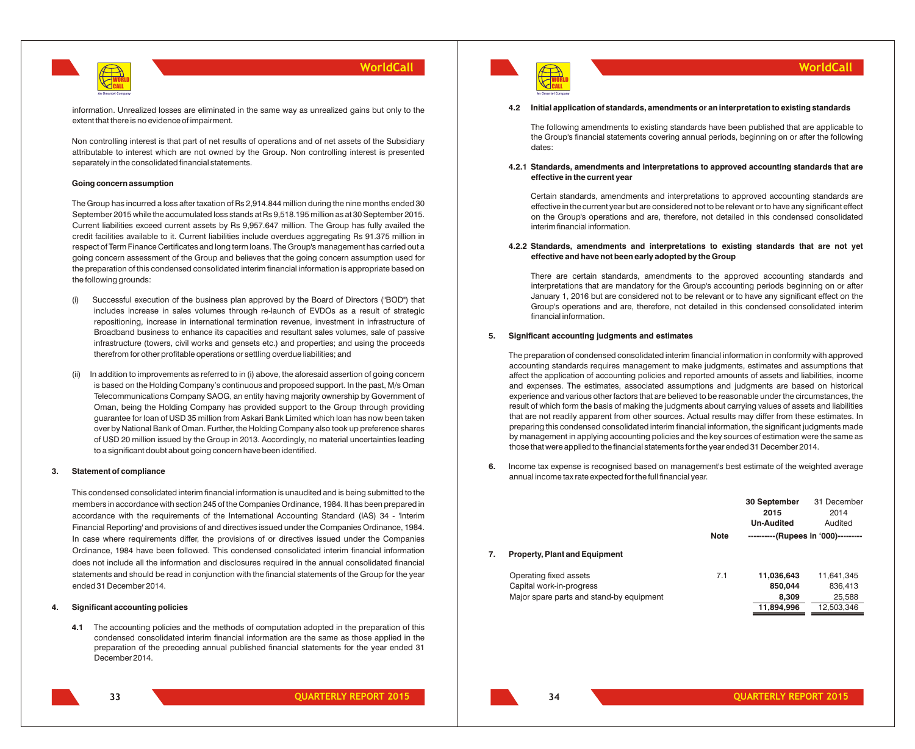information. Unrealized losses are eliminated in the same way as unrealized gains but only to the extent that there is no evidence of impairment.

Non controlling interest is that part of net results of operations and of net assets of the Subsidiary attributable to interest which are not owned by the Group. Non controlling interest is presented separately in the consolidated financial statements.

**Going concern assumption**

The Group has incurred a loss after taxation of Rs 2,914.844 million during the nine months ended 30 September 2015 while the accumulated loss stands at Rs 9,518.195 million as at 30 September 2015. Current liabilities exceed current assets by Rs 9,957.647 million. The Group has fully availed the credit facilities available to it. Current liabilities include overdues aggregating Rs 91.375 million in respect of Term Finance Certificates and long term loans. The Group's management has carried out a going concern assessment of the Group and believes that the going concern assumption used for the preparation of this condensed consolidated interim financial information is appropriate based on the following grounds:

(i) Successful execution of the business plan approved by the Board of Directors ("BOD") that includes increase in sales volumes through re-launch of EVDOs as a result of strategic repositioning, increase in international termination revenue, investment in infrastructure of Broadband business to enhance its capacities and resultant sales volumes, sale of passive infrastructure (towers, civil works and gensets etc.) and properties; and using the proceeds therefrom for other profitable operations or settling overdue liabilities; and

(ii) In addition to improvements as referred to in (i) above, the aforesaid assertion of going concern is based on the Holding Company's continuous and proposed support. In the past, M/s Oman Telecommunications Company SAOG, an entity having majority ownership by Government of Oman, being the Holding Company has provided support to the Group through providing guarantee for loan of USD 35 million from Askari Bank Limited which loan has now been taken over by National Bank of Oman. Further, the Holding Company also took up preference shares of USD 20 million issued by the Group in 2013. Accordingly, no material uncertainties leading to a significant doubt about going concern have been identified.

## 3. Statement of compliance

This condensed consolidated interim financial information is unaudited and is being submitted to the members in accordance with section 245 of the Companies Ordinance, 1984. It has been prepared in accordance with the requirements of the International Accounting Standard (IAS) 34 - 'Interim Financial Reporting' and provisions of and directives issued under the Companies Ordinance, 1984. In case where requirements differ, the provisions of or directives issued under the Companies Ordinance, 1984 have been followed. This condensed consolidated interim financial information does not include all the information and disclosures required in the annual consolidated financial statements and should be read in conjunction with the financial statements of the Group for the year ended 31 December 2014.

## 4. Significant accounting policies

**4.1** The accounting policies and the methods of computation adopted in the preparation of this condensed consolidated interim financial information are the same as those applied in the preparation of the preceding annual published financial statements for the year ended 31 December 2014.

**4.2 Initial application of standards, amendments or an interpretation to existing standards**

The following amendments to existing standards have been published that are applicable to the Group's financial statements covering annual periods, beginning on or after the following dates:

**4.2.1 Standards, amendments and interpretations to approved accounting standards that are effective in the current year**

Certain standards, amendments and interpretations to approved accounting standards are effective in the current year but are considered not to be relevant or to have any significant effect on the Group's operations and are, therefore, not detailed in this condensed consolidated interim financial information.

**4.2.2 Standards, amendments and interpretations to existing standards that are not yet effective and have not been early adopted by the Group**

There are certain standards, amendments to the approved accounting standards and interpretations that are mandatory for the Group's accounting periods beginning on or after January 1, 2016 but are considered not to be relevant or to have any significant effect on the Group's operations and are, therefore, not detailed in this condensed consolidated interim financial information.

## 5. Significant accounting judgments and estimates

The preparation of condensed consolidated interim financial information in conformity with approved accounting standards requires management to make judgments, estimates and assumptions that affect the application of accounting policies and reported amounts of assets and liabilities, income and expenses. The estimates, associated assumptions and judgments are based on historical experience and various other factors that are believed to be reasonable under the circumstances, the result of which form the basis of making the judgments about carrying values of assets and liabilities that are not readily apparent from other sources. Actual results may differ from these estimates. In preparing this condensed consolidated interim financial information, the significant judgments made by management in applying accounting policies and the key sources of estimation were the same as those that were applied to the financial statements for the year ended 31 December 2014.

**6.** Income tax expense is recognised based on management's best estimate of the weighted average annual income tax rate expected for the full financial year.

| | | Note | 30 September 2015 Un-Audited | 31 December 2014 Audited |
|---|---|---|---|---|
| | | | ----------(Rupees in '000)--------- | |
| **7.** | **Property, Plant and Equipment** | | | |
| | Operating fixed assets | 7.1 | **11,036,643** | 11,641,345 |
| | Capital work-in-progress | | **850,044** | 836,413 |
| | Major spare parts and stand-by equipment | | **8,309** | 25,588 |
| | | | **11,894,996** | 12,503,346 |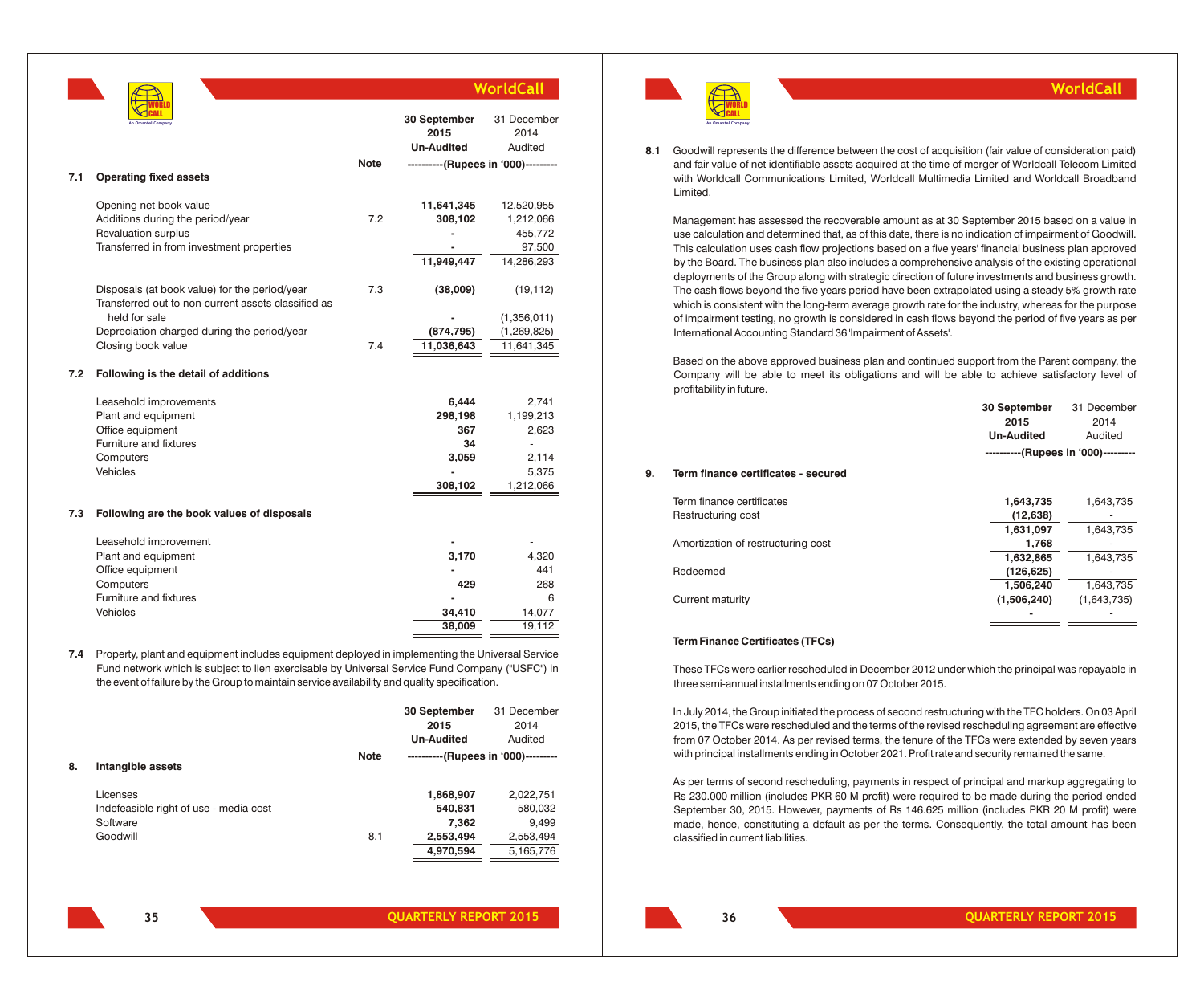| | | Note | 30 September 2015 Un-Audited | 31 December 2014 Audited |
|---|---|---|---|---|
| | | | ----------(Rupees in '000)--------- | |
| **7.1** | **Operating fixed assets** | | | |
| | Opening net book value | | **11,641,345** | 12,520,955 |
| | Additions during the period/year | 7.2 | **308,102** | 1,212,066 |
| | Revaluation surplus | | **-** | 455,772 |
| | Transferred in from investment properties | | **-** | 97,500 |
| | | | **11,949,447** | 14,286,293 |
| | Disposals (at book value) for the period/year | 7.3 | **(38,009)** | (19,112) |
| | Transferred out to non-current assets classified as held for sale | | **-** | (1,356,011) |
| | Depreciation charged during the period/year | | **(874,795)** | (1,269,825) |
| | Closing book value | 7.4 | **11,036,643** | 11,641,345 |

**7.2 Following is the detail of additions**

| | 30 September 2015 | 31 December 2014 |
|---|---|---|
| Leasehold improvements | **6,444** | 2,741 |
| Plant and equipment | **298,198** | 1,199,213 |
| Office equipment | **367** | 2,623 |
| Furniture and fixtures | **34** | - |
| Computers | **3,059** | 2,114 |
| Vehicles | **-** | 5,375 |
| | **308,102** | 1,212,066 |

**7.3 Following are the book values of disposals**

| | 30 September 2015 | 31 December 2014 |
|---|---|---|
| Leasehold improvement | **-** | - |
| Plant and equipment | **3,170** | 4,320 |
| Office equipment | **-** | 441 |
| Computers | **429** | 268 |
| Furniture and fixtures | **-** | 6 |
| Vehicles | **34,410** | 14,077 |
| | **38,009** | 19,112 |

**7.4** Property, plant and equipment includes equipment deployed in implementing the Universal Service Fund network which is subject to lien exercisable by Universal Service Fund Company ("USFC") in the event of failure by the Group to maintain service availability and quality specification.

| | | Note | 30 September 2015 Un-Audited | 31 December 2014 Audited |
|---|---|---|---|---|
| | | | ----------(Rupees in '000)--------- | |
| **8.** | **Intangible assets** | | | |
| | Licenses | | **1,868,907** | 2,022,751 |
| | Indefeasible right of use - media cost | | **540,831** | 580,032 |
| | Software | | **7,362** | 9,499 |
| | Goodwill | 8.1 | **2,553,494** | 2,553,494 |
| | | | **4,970,594** | 5,165,776 |

**8.1** Goodwill represents the difference between the cost of acquisition (fair value of consideration paid) and fair value of net identifiable assets acquired at the time of merger of Worldcall Telecom Limited with Worldcall Communications Limited, Worldcall Multimedia Limited and Worldcall Broadband Limited.

Management has assessed the recoverable amount as at 30 September 2015 based on a value in use calculation and determined that, as of this date, there is no indication of impairment of Goodwill. This calculation uses cash flow projections based on a five years' financial business plan approved by the Board. The business plan also includes a comprehensive analysis of the existing operational deployments of the Group along with strategic direction of future investments and business growth. The cash flows beyond the five years period have been extrapolated using a steady 5% growth rate which is consistent with the long-term average growth rate for the industry, whereas for the purpose of impairment testing, no growth is considered in cash flows beyond the period of five years as per International Accounting Standard 36 'Impairment of Assets'.

Based on the above approved business plan and continued support from the Parent company, the Company will be able to meet its obligations and will be able to achieve satisfactory level of profitability in future.

| | | 30 September 2015 Un-Audited | 31 December 2014 Audited |
|---|---|---|---|
| | | ----------(Rupees in '000)--------- | |
| **9.** | **Term finance certificates - secured** | | |
| | Term finance certificates | **1,643,735** | 1,643,735 |
| | Restructuring cost | **(12,638)** | - |
| | | **1,631,097** | 1,643,735 |
| | Amortization of restructuring cost | **1,768** | - |
| | | **1,632,865** | 1,643,735 |
| | Redeemed | **(126,625)** | - |
| | | **1,506,240** | 1,643,735 |
| | Current maturity | **(1,506,240)** | (1,643,735) |
| | | **-** | - |

**Term Finance Certificates (TFCs)**

These TFCs were earlier rescheduled in December 2012 under which the principal was repayable in three semi-annual installments ending on 07 October 2015.

In July 2014, the Group initiated the process of second restructuring with the TFC holders. On 03 April 2015, the TFCs were rescheduled and the terms of the revised rescheduling agreement are effective from 07 October 2014. As per revised terms, the tenure of the TFCs were extended by seven years with principal installments ending in October 2021. Profit rate and security remained the same.

As per terms of second rescheduling, payments in respect of principal and markup aggregating to Rs 230.000 million (includes PKR 60 M profit) were required to be made during the period ended September 30, 2015. However, payments of Rs 146.625 million (includes PKR 20 M profit) were made, hence, constituting a default as per the terms. Consequently, the total amount has been classified in current liabilities.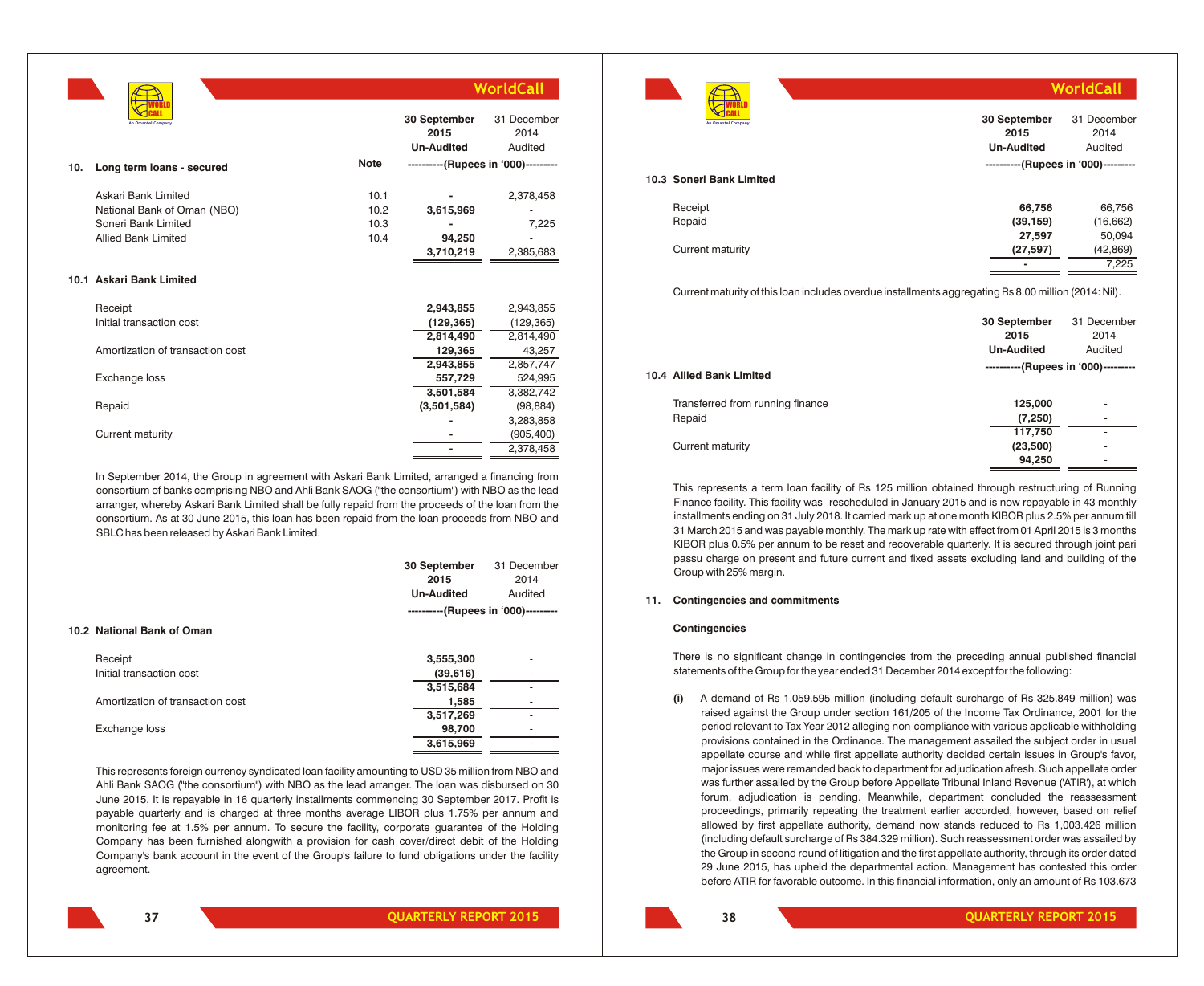| | Note | 30 September 2015 Un-Audited | 31 December 2014 Audited |
|---|---|---|---|
| | | ----------(Rupees in '000)--------- | |
| **10. Long term loans - secured** | | | |
| Askari Bank Limited | 10.1 | - | 2,378,458 |
| National Bank of Oman (NBO) | 10.2 | 3,615,969 | - |
| Soneri Bank Limited | 10.3 | - | 7,225 |
| Allied Bank Limited | 10.4 | 94,250 | - |
| | | 3,710,219 | 2,385,683 |

**10.1 Askari Bank Limited**

| | 30 September 2015 Un-Audited | 31 December 2014 Audited |
|---|---|---|
| Receipt | 2,943,855 | 2,943,855 |
| Initial transaction cost | (129,365) | (129,365) |
| | 2,814,490 | 2,814,490 |
| Amortization of transaction cost | 129,365 | 43,257 |
| | 2,943,855 | 2,857,747 |
| Exchange loss | 557,729 | 524,995 |
| | 3,501,584 | 3,382,742 |
| Repaid | (3,501,584) | (98,884) |
| | - | 3,283,858 |
| Current maturity | - | (905,400) |
| | - | 2,378,458 |

In September 2014, the Group in agreement with Askari Bank Limited, arranged a financing from consortium of banks comprising NBO and Ahli Bank SAOG ("the consortium") with NBO as the lead arranger, whereby Askari Bank Limited shall be fully repaid from the proceeds of the loan from the consortium. As at 30 June 2015, this loan has been repaid from the loan proceeds from NBO and SBLC has been released by Askari Bank Limited.

| | 30 September 2015 Un-Audited | 31 December 2014 Audited |
|---|---|---|
| | ----------(Rupees in '000)--------- | |
| **10.2 National Bank of Oman** | | |
| Receipt | 3,555,300 | - |
| Initial transaction cost | (39,616) | - |
| | 3,515,684 | - |
| Amortization of transaction cost | 1,585 | - |
| | 3,517,269 | - |
| Exchange loss | 98,700 | - |
| | 3,615,969 | - |

This represents foreign currency syndicated loan facility amounting to USD 35 million from NBO and Ahli Bank SAOG ("the consortium") with NBO as the lead arranger. The loan was disbursed on 30 June 2015. It is repayable in 16 quarterly installments commencing 30 September 2017. Profit is payable quarterly and is charged at three months average LIBOR plus 1.75% per annum and monitoring fee at 1.5% per annum. To secure the facility, corporate guarantee of the Holding Company has been furnished alongwith a provision for cash cover/direct debit of the Holding Company's bank account in the event of the Group's failure to fund obligations under the facility agreement.

| | 30 September 2015 Un-Audited | 31 December 2014 Audited |
|---|---|---|
| | ----------(Rupees in '000)--------- | |
| **10.3 Soneri Bank Limited** | | |
| Receipt | 66,756 | 66,756 |
| Repaid | (39,159) | (16,662) |
| | 27,597 | 50,094 |
| Current maturity | (27,597) | (42,869) |
| | - | 7,225 |

Current maturity of this loan includes overdue installments aggregating Rs 8.00 million (2014: Nil).

| | 30 September 2015 Un-Audited | 31 December 2014 Audited |
|---|---|---|
| | ----------(Rupees in '000)--------- | |
| **10.4 Allied Bank Limited** | | |
| Transferred from running finance | 125,000 | - |
| Repaid | (7,250) | - |
| | 117,750 | - |
| Current maturity | (23,500) | - |
| | 94,250 | - |

This represents a term loan facility of Rs 125 million obtained through restructuring of Running Finance facility. This facility was rescheduled in January 2015 and is now repayable in 43 monthly installments ending on 31 July 2018. It carried mark up at one month KIBOR plus 2.5% per annum till 31 March 2015 and was payable monthly. The mark up rate with effect from 01 April 2015 is 3 months KIBOR plus 0.5% per annum to be reset and recoverable quarterly. It is secured through joint pari passu charge on present and future current and fixed assets excluding land and building of the Group with 25% margin.

**11. Contingencies and commitments**

**Contingencies**

There is no significant change in contingencies from the preceding annual published financial statements of the Group for the year ended 31 December 2014 except for the following:

**(i)** A demand of Rs 1,059.595 million (including default surcharge of Rs 325.849 million) was raised against the Group under section 161/205 of the Income Tax Ordinance, 2001 for the period relevant to Tax Year 2012 alleging non-compliance with various applicable withholding provisions contained in the Ordinance. The management assailed the subject order in usual appellate course and while first appellate authority decided certain issues in Group's favor, major issues were remanded back to department for adjudication afresh. Such appellate order was further assailed by the Group before Appellate Tribunal Inland Revenue ('ATIR'), at which forum, adjudication is pending. Meanwhile, department concluded the reassessment proceedings, primarily repeating the treatment earlier accorded, however, based on relief allowed by first appellate authority, demand now stands reduced to Rs 1,003.426 million (including default surcharge of Rs 384.329 million). Such reassessment order was assailed by the Group in second round of litigation and the first appellate authority, through its order dated 29 June 2015, has upheld the departmental action. Management has contested this order before ATIR for favorable outcome. In this financial information, only an amount of Rs 103.673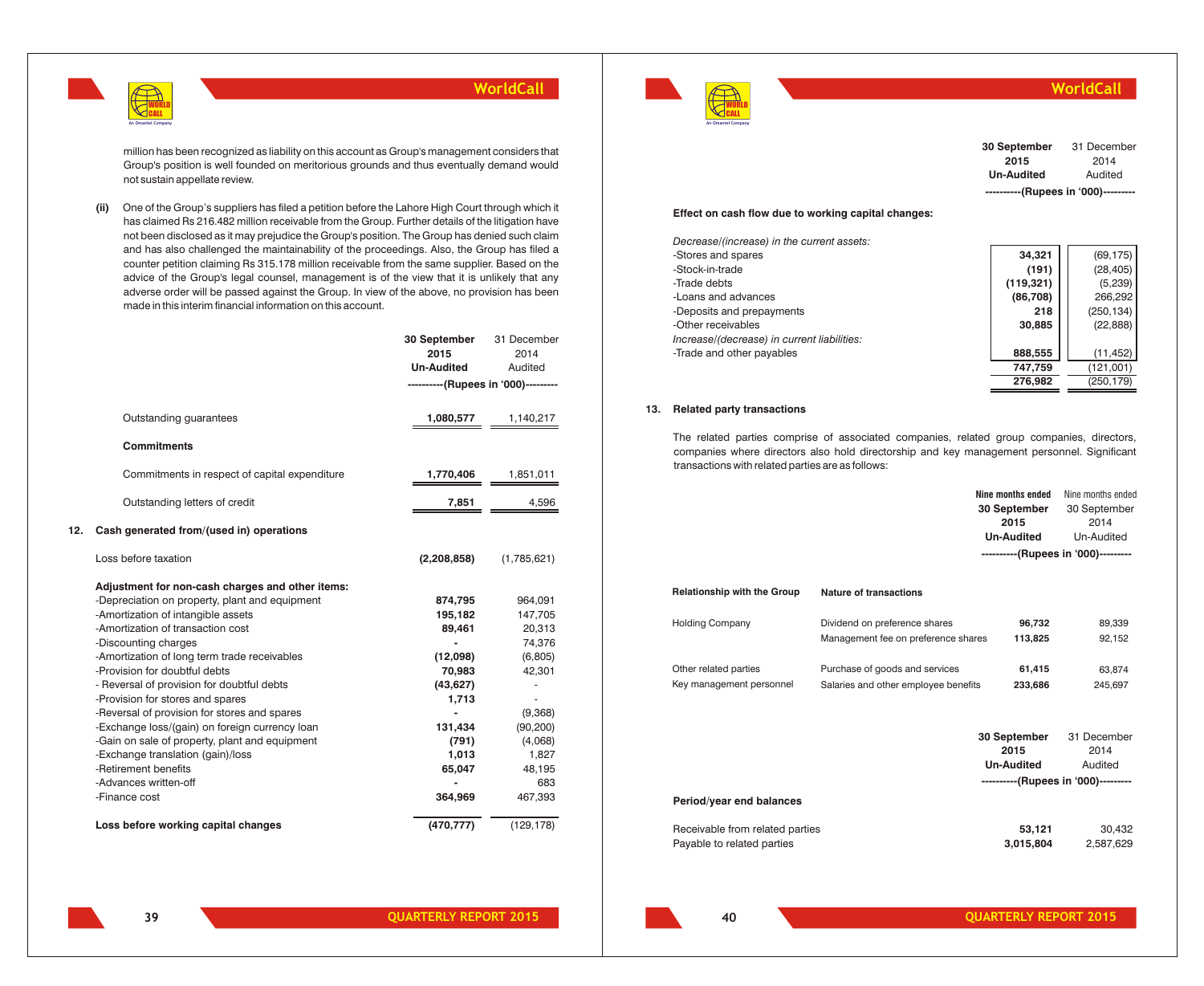million has been recognized as liability on this account as Group's management considers that Group's position is well founded on meritorious grounds and thus eventually demand would not sustain appellate review.

**(ii)** One of the Group's suppliers has filed a petition before the Lahore High Court through which it has claimed Rs 216.482 million receivable from the Group. Further details of the litigation have not been disclosed as it may prejudice the Group's position. The Group has denied such claim and has also challenged the maintainability of the proceedings. Also, the Group has filed a counter petition claiming Rs 315.178 million receivable from the same supplier. Based on the advice of the Group's legal counsel, management is of the view that it is unlikely that any adverse order will be passed against the Group. In view of the above, no provision has been made in this interim financial information on this account.

| | 30 September 2015 Un-Audited | 31 December 2014 Audited |
|---|---|---|
| | ----------(Rupees in '000)--------- | |
| Outstanding guarantees | **1,080,577** | 1,140,217 |
| **Commitments** | | |
| Commitments in respect of capital expenditure | **1,770,406** | 1,851,011 |
| Outstanding letters of credit | **7,851** | 4,596 |

## 12. Cash generated from/(used in) operations

| | 30 September 2015 Un-Audited | 31 December 2014 Audited |
|---|---|---|
| Loss before taxation | **(2,208,858)** | (1,785,621) |
| **Adjustment for non-cash charges and other items:** | | |
| -Depreciation on property, plant and equipment | **874,795** | 964,091 |
| -Amortization of intangible assets | **195,182** | 147,705 |
| -Amortization of transaction cost | **89,461** | 20,313 |
| -Discounting charges | **-** | 74,376 |
| -Amortization of long term trade receivables | **(12,098)** | (6,805) |
| -Provision for doubtful debts | **70,983** | 42,301 |
| - Reversal of provision for doubtful debts | **(43,627)** | - |
| -Provision for stores and spares | **1,713** | - |
| -Reversal of provision for stores and spares | **-** | (9,368) |
| -Exchange loss/(gain) on foreign currency loan | **131,434** | (90,200) |
| -Gain on sale of property, plant and equipment | **(791)** | (4,068) |
| -Exchange translation (gain)/loss | **1,013** | 1,827 |
| -Retirement benefits | **65,047** | 48,195 |
| -Advances written-off | **-** | 683 |
| -Finance cost | **364,969** | 467,393 |
| **Loss before working capital changes** | **(470,777)** | (129,178) |

| | 30 September 2015 Un-Audited | 31 December 2014 Audited |
|---|---|---|
| | ----------(Rupees in '000)--------- | |
| **Effect on cash flow due to working capital changes:** | | |
| *Decrease/(increase) in the current assets:* | | |
| -Stores and spares | **34,321** | (69,175) |
| -Stock-in-trade | **(191)** | (28,405) |
| -Trade debts | **(119,321)** | (5,239) |
| -Loans and advances | **(86,708)** | 266,292 |
| -Deposits and prepayments | **218** | (250,134) |
| -Other receivables | **30,885** | (22,888) |
| *Increase/(decrease) in current liabilities:* | | |
| -Trade and other payables | **888,555** | (11,452) |
| | **747,759** | (121,001) |
| | **276,982** | (250,179) |

## 13. Related party transactions

The related parties comprise of associated companies, related group companies, directors, companies where directors also hold directorship and key management personnel. Significant transactions with related parties are as follows:

| Relationship with the Group | Nature of transactions | Nine months ended 30 September 2015 Un-Audited | Nine months ended 30 September 2014 Un-Audited |
|---|---|---|---|
| | | ----------(Rupees in '000)--------- | |
| Holding Company | Dividend on preference shares | **96,732** | 89,339 |
| | Management fee on preference shares | **113,825** | 92,152 |
| Other related parties | Purchase of goods and services | **61,415** | 63,874 |
| Key management personnel | Salaries and other employee benefits | **233,686** | 245,697 |

| | 30 September 2015 Un-Audited | 31 December 2014 Audited |
|---|---|---|
| | ----------(Rupees in '000)--------- | |
| **Period/year end balances** | | |
| Receivable from related parties | **53,121** | 30,432 |
| Payable to related parties | **3,015,804** | 2,587,629 |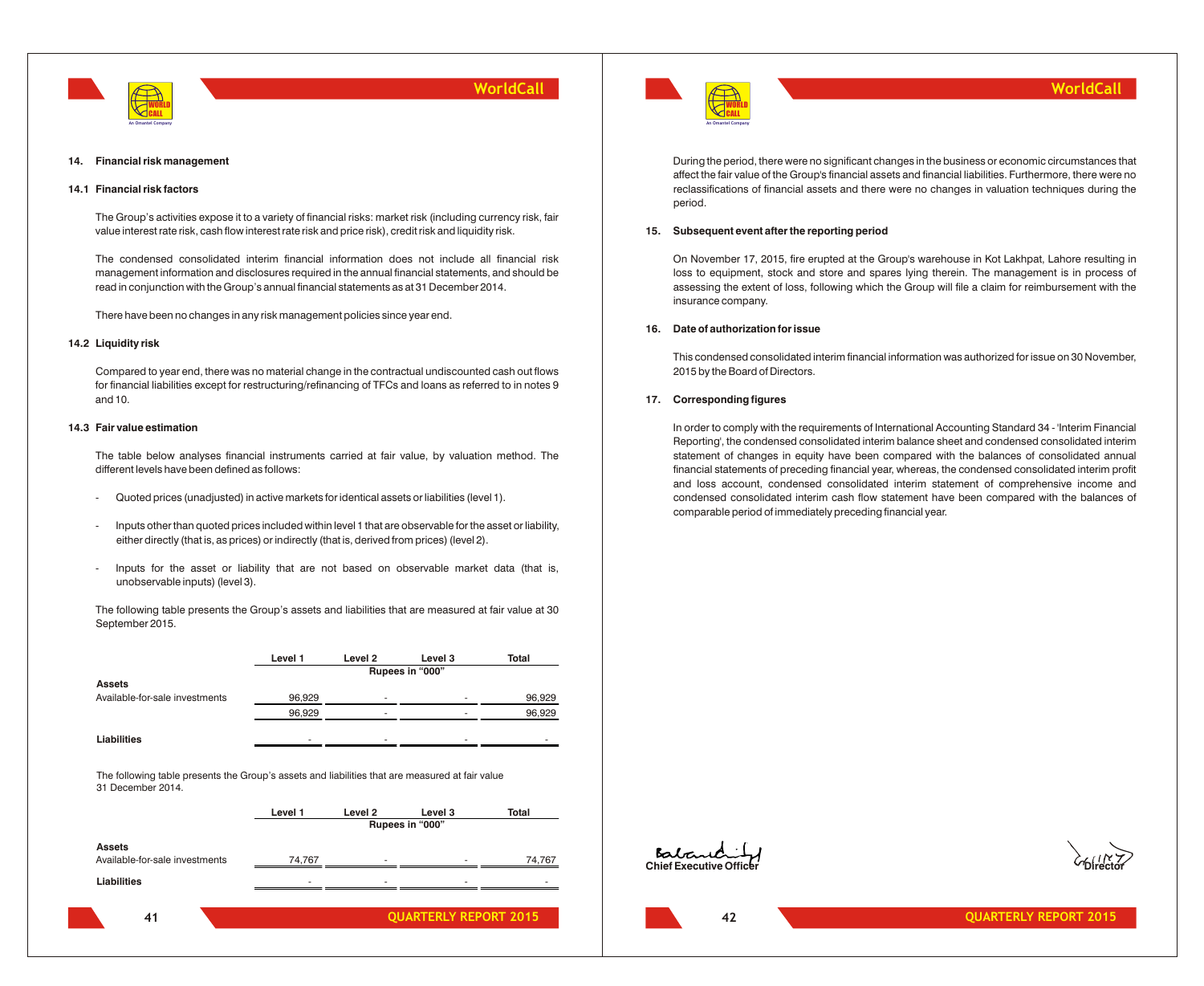## 14. Financial risk management

### 14.1 Financial risk factors

The Group's activities expose it to a variety of financial risks: market risk (including currency risk, fair value interest rate risk, cash flow interest rate risk and price risk), credit risk and liquidity risk.

The condensed consolidated interim financial information does not include all financial risk management information and disclosures required in the annual financial statements, and should be read in conjunction with the Group's annual financial statements as at 31 December 2014.

There have been no changes in any risk management policies since year end.

### 14.2 Liquidity risk

Compared to year end, there was no material change in the contractual undiscounted cash out flows for financial liabilities except for restructuring/refinancing of TFCs and loans as referred to in notes 9 and 10.

### 14.3 Fair value estimation

The table below analyses financial instruments carried at fair value, by valuation method. The different levels have been defined as follows:

- Quoted prices (unadjusted) in active markets for identical assets or liabilities (level 1).
- Inputs other than quoted prices included within level 1 that are observable for the asset or liability, either directly (that is, as prices) or indirectly (that is, derived from prices) (level 2).
- Inputs for the asset or liability that are not based on observable market data (that is, unobservable inputs) (level 3).

The following table presents the Group's assets and liabilities that are measured at fair value at 30 September 2015.

| | Level 1 | Level 2 | Level 3 | Total |
|---|---|---|---|---|
| | Rupees in "000" | | | |
| **Assets** | | | | |
| Available-for-sale investments | 96,929 | - | - | 96,929 |
| | 96,929 | - | - | 96,929 |
| **Liabilities** | - | - | - | - |

The following table presents the Group's assets and liabilities that are measured at fair value 31 December 2014.

| | Level 1 | Level 2 | Level 3 | Total |
|---|---|---|---|---|
| | Rupees in "000" | | | |
| **Assets** | | | | |
| Available-for-sale investments | 74,767 | - | - | 74,767 |
| **Liabilities** | - | - | - | - |

During the period, there were no significant changes in the business or economic circumstances that affect the fair value of the Group's financial assets and financial liabilities. Furthermore, there were no reclassifications of financial assets and there were no changes in valuation techniques during the period.

## 15. Subsequent event after the reporting period

On November 17, 2015, fire erupted at the Group's warehouse in Kot Lakhpat, Lahore resulting in loss to equipment, stock and store and spares lying therein. The management is in process of assessing the extent of loss, following which the Group will file a claim for reimbursement with the insurance company.

## 16. Date of authorization for issue

This condensed consolidated interim financial information was authorized for issue on 30 November, 2015 by the Board of Directors.

## 17. Corresponding figures

In order to comply with the requirements of International Accounting Standard 34 - 'Interim Financial Reporting', the condensed consolidated interim balance sheet and condensed consolidated interim statement of changes in equity have been compared with the balances of consolidated annual financial statements of preceding financial year, whereas, the condensed consolidated interim profit and loss account, condensed consolidated interim statement of comprehensive income and condensed consolidated interim cash flow statement have been compared with the balances of comparable period of immediately preceding financial year.

**Chief Executive Officer** **Director**